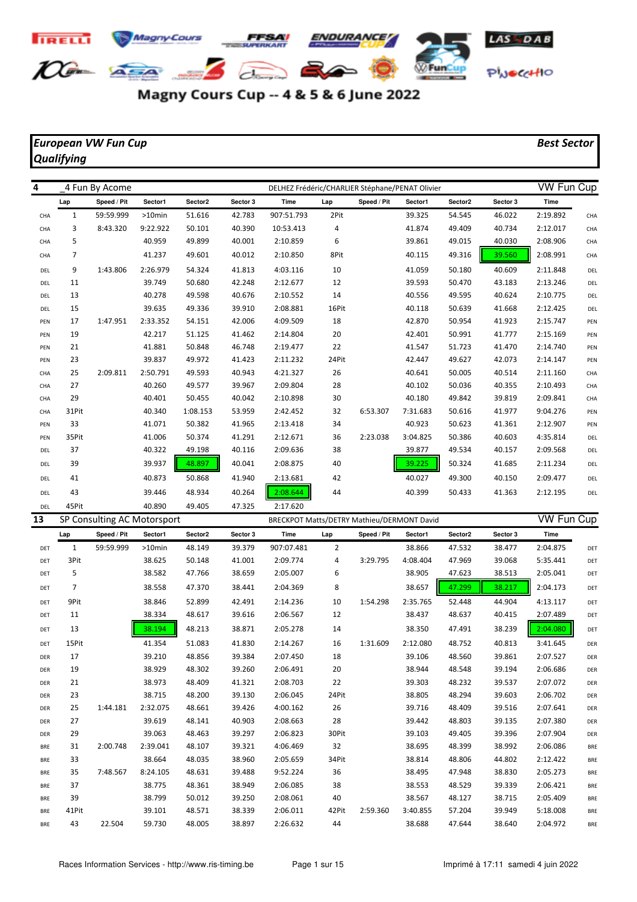# Magny Cours Cup -- 4 & 5 & 6 June 2022

***European VW Fun Cup***
***Qualifying***

***Best Sector***

**4** _4 Fun By Acome — DELHEZ Frédéric/CHARLIER Stéphane/PENAT Olivier — VW Fun Cup

| | Lap | Speed / Pit | Sector1 | Sector2 | Sector 3 | Time | Lap | Speed / Pit | Sector1 | Sector2 | Sector 3 | Time | |
|---|---|---|---|---|---|---|---|---|---|---|---|---|---|
| CHA | 1 | 59:59.999 | >10min | 51.616 | 42.783 | 907:51.793 | 2Pit | | 39.325 | 54.545 | 46.022 | 2:19.892 | CHA |
| CHA | 3 | 8:43.320 | 9:22.922 | 50.101 | 40.390 | 10:53.413 | 4 | | 41.874 | 49.409 | 40.734 | 2:12.017 | CHA |
| CHA | 5 | | 40.959 | 49.899 | 40.001 | 2:10.859 | 6 | | 39.861 | 49.015 | 40.030 | 2:08.906 | CHA |
| CHA | 7 | | 41.237 | 49.601 | 40.012 | 2:10.850 | 8Pit | | 40.115 | 49.316 | 39.560 | 2:08.991 | CHA |
| DEL | 9 | 1:43.806 | 2:26.979 | 54.324 | 41.813 | 4:03.116 | 10 | | 41.059 | 50.180 | 40.609 | 2:11.848 | DEL |
| DEL | 11 | | 39.749 | 50.680 | 42.248 | 2:12.677 | 12 | | 39.593 | 50.470 | 43.183 | 2:13.246 | DEL |
| DEL | 13 | | 40.278 | 49.598 | 40.676 | 2:10.552 | 14 | | 40.556 | 49.595 | 40.624 | 2:10.775 | DEL |
| DEL | 15 | | 39.635 | 49.336 | 39.910 | 2:08.881 | 16Pit | | 40.118 | 50.639 | 41.668 | 2:12.425 | DEL |
| PEN | 17 | 1:47.951 | 2:33.352 | 54.151 | 42.006 | 4:09.509 | 18 | | 42.870 | 50.954 | 41.923 | 2:15.747 | PEN |
| PEN | 19 | | 42.217 | 51.125 | 41.462 | 2:14.804 | 20 | | 42.401 | 50.991 | 41.777 | 2:15.169 | PEN |
| PEN | 21 | | 41.881 | 50.848 | 46.748 | 2:19.477 | 22 | | 41.547 | 51.723 | 41.470 | 2:14.740 | PEN |
| PEN | 23 | | 39.837 | 49.972 | 41.423 | 2:11.232 | 24Pit | | 42.447 | 49.627 | 42.073 | 2:14.147 | PEN |
| CHA | 25 | 2:09.811 | 2:50.791 | 49.593 | 40.943 | 4:21.327 | 26 | | 40.641 | 50.005 | 40.514 | 2:11.160 | CHA |
| CHA | 27 | | 40.260 | 49.577 | 39.967 | 2:09.804 | 28 | | 40.102 | 50.036 | 40.355 | 2:10.493 | CHA |
| CHA | 29 | | 40.401 | 50.455 | 40.042 | 2:10.898 | 30 | | 40.180 | 49.842 | 39.819 | 2:09.841 | CHA |
| CHA | 31Pit | | 40.340 | 1:08.153 | 53.959 | 2:42.452 | 32 | 6:53.307 | 7:31.683 | 50.616 | 41.977 | 9:04.276 | PEN |
| PEN | 33 | | 41.071 | 50.382 | 41.965 | 2:13.418 | 34 | | 40.923 | 50.623 | 41.361 | 2:12.907 | PEN |
| PEN | 35Pit | | 41.006 | 50.374 | 41.291 | 2:12.671 | 36 | 2:23.038 | 3:04.825 | 50.386 | 40.603 | 4:35.814 | DEL |
| DEL | 37 | | 40.322 | 49.198 | 40.116 | 2:09.636 | 38 | | 39.877 | 49.534 | 40.157 | 2:09.568 | DEL |
| DEL | 39 | | 39.937 | 48.897 | 40.041 | 2:08.875 | 40 | | 39.225 | 50.324 | 41.685 | 2:11.234 | DEL |
| DEL | 41 | | 40.873 | 50.868 | 41.940 | 2:13.681 | 42 | | 40.027 | 49.300 | 40.150 | 2:09.477 | DEL |
| DEL | 43 | | 39.446 | 48.934 | 40.264 | 2:08.644 | 44 | | 40.399 | 50.433 | 41.363 | 2:12.195 | DEL |
| DEL | 45Pit | | 40.890 | 49.405 | 47.325 | 2:17.620 | | | | | | | |

**13** SP Consulting AC Motorsport — BRECKPOT Matts/DETRY Mathieu/DERMONT David — VW Fun Cup

| | Lap | Speed / Pit | Sector1 | Sector2 | Sector 3 | Time | Lap | Speed / Pit | Sector1 | Sector2 | Sector 3 | Time | |
|---|---|---|---|---|---|---|---|---|---|---|---|---|---|
| DET | 1 | 59:59.999 | >10min | 48.149 | 39.379 | 907:07.481 | 2 | | 38.866 | 47.532 | 38.477 | 2:04.875 | DET |
| DET | 3Pit | | 38.625 | 50.148 | 41.001 | 2:09.774 | 4 | 3:29.795 | 4:08.404 | 47.969 | 39.068 | 5:35.441 | DET |
| DET | 5 | | 38.582 | 47.766 | 38.659 | 2:05.007 | 6 | | 38.905 | 47.623 | 38.513 | 2:05.041 | DET |
| DET | 7 | | 38.558 | 47.370 | 38.441 | 2:04.369 | 8 | | 38.657 | 47.299 | 38.217 | 2:04.173 | DET |
| DET | 9Pit | | 38.846 | 52.899 | 42.491 | 2:14.236 | 10 | 1:54.298 | 2:35.765 | 52.448 | 44.904 | 4:13.117 | DET |
| DET | 11 | | 38.334 | 48.617 | 39.616 | 2:06.567 | 12 | | 38.437 | 48.637 | 40.415 | 2:07.489 | DET |
| DET | 13 | | 38.194 | 48.213 | 38.871 | 2:05.278 | 14 | | 38.350 | 47.491 | 38.239 | 2:04.080 | DET |
| DET | 15Pit | | 41.354 | 51.083 | 41.830 | 2:14.267 | 16 | 1:31.609 | 2:12.080 | 48.752 | 40.813 | 3:41.645 | DER |
| DER | 17 | | 39.210 | 48.856 | 39.384 | 2:07.450 | 18 | | 39.106 | 48.560 | 39.861 | 2:07.527 | DER |
| DER | 19 | | 38.929 | 48.302 | 39.260 | 2:06.491 | 20 | | 38.944 | 48.548 | 39.194 | 2:06.686 | DER |
| DER | 21 | | 38.973 | 48.409 | 41.321 | 2:08.703 | 22 | | 39.303 | 48.232 | 39.537 | 2:07.072 | DER |
| DER | 23 | | 38.715 | 48.200 | 39.130 | 2:06.045 | 24Pit | | 38.805 | 48.294 | 39.603 | 2:06.702 | DER |
| DER | 25 | 1:44.181 | 2:32.075 | 48.661 | 39.426 | 4:00.162 | 26 | | 39.716 | 48.409 | 39.516 | 2:07.641 | DER |
| DER | 27 | | 39.619 | 48.141 | 40.903 | 2:08.663 | 28 | | 39.442 | 48.803 | 39.135 | 2:07.380 | DER |
| DER | 29 | | 39.063 | 48.463 | 39.297 | 2:06.823 | 30Pit | | 39.103 | 49.405 | 39.396 | 2:07.904 | DER |
| BRE | 31 | 2:00.748 | 2:39.041 | 48.107 | 39.321 | 4:06.469 | 32 | | 38.695 | 48.399 | 38.992 | 2:06.086 | BRE |
| BRE | 33 | | 38.664 | 48.035 | 38.960 | 2:05.659 | 34Pit | | 38.814 | 48.806 | 44.802 | 2:12.422 | BRE |
| BRE | 35 | 7:48.567 | 8:24.105 | 48.631 | 39.488 | 9:52.224 | 36 | | 38.495 | 47.948 | 38.830 | 2:05.273 | BRE |
| BRE | 37 | | 38.775 | 48.361 | 38.949 | 2:06.085 | 38 | | 38.553 | 48.529 | 39.339 | 2:06.421 | BRE |
| BRE | 39 | | 38.799 | 50.012 | 39.250 | 2:08.061 | 40 | | 38.567 | 48.127 | 38.715 | 2:05.409 | BRE |
| BRE | 41Pit | | 39.101 | 48.571 | 38.339 | 2:06.011 | 42Pit | 2:59.360 | 3:40.855 | 57.204 | 39.949 | 5:18.008 | BRE |
| BRE | 43 | 22.504 | 59.730 | 48.005 | 38.897 | 2:26.632 | 44 | | 38.688 | 47.644 | 38.640 | 2:04.972 | BRE |

Races Information Services - http://www.ris-timing.be — Imprimé à 17:11 samedi 4 juin 2022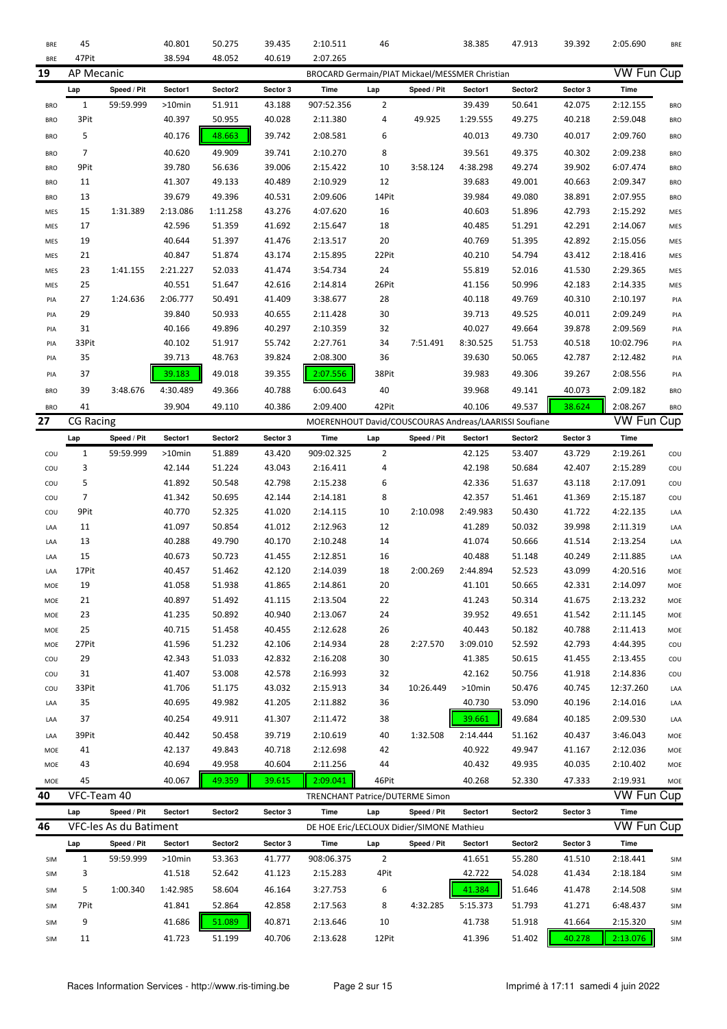| | Lap | Speed / Pit | Sector1 | Sector2 | Sector 3 | Time | Lap | Speed / Pit | Sector1 | Sector2 | Sector 3 | Time | |
|---|---|---|---|---|---|---|---|---|---|---|---|---|---|
| BRE | 45 | | 40.801 | 50.275 | 39.435 | 2:10.511 | 46 | | 38.385 | 47.913 | 39.392 | 2:05.690 | BRE |
| BRE | 47Pit | | 38.594 | 48.052 | 40.619 | 2:07.265 | | | | | | | |

## 19 AP Mecanic — BROCARD Germain/PIAT Mickael/MESSMER Christian — VW Fun Cup

| | Lap | Speed / Pit | Sector1 | Sector2 | Sector 3 | Time | Lap | Speed / Pit | Sector1 | Sector2 | Sector 3 | Time | |
|---|---|---|---|---|---|---|---|---|---|---|---|---|---|
| BRO | 1 | 59:59.999 | >10min | 51.911 | 43.188 | 907:52.356 | 2 | | 39.439 | 50.641 | 42.075 | 2:12.155 | BRO |
| BRO | 3Pit | | 40.397 | 50.955 | 40.028 | 2:11.380 | 4 | 49.925 | 1:29.555 | 49.275 | 40.218 | 2:59.048 | BRO |
| BRO | 5 | | 40.176 | 48.663 | 39.742 | 2:08.581 | 6 | | 40.013 | 49.730 | 40.017 | 2:09.760 | BRO |
| BRO | 7 | | 40.620 | 49.909 | 39.741 | 2:10.270 | 8 | | 39.561 | 49.375 | 40.302 | 2:09.238 | BRO |
| BRO | 9Pit | | 39.780 | 56.636 | 39.006 | 2:15.422 | 10 | 3:58.124 | 4:38.298 | 49.274 | 39.902 | 6:07.474 | BRO |
| BRO | 11 | | 41.307 | 49.133 | 40.489 | 2:10.929 | 12 | | 39.683 | 49.001 | 40.663 | 2:09.347 | BRO |
| BRO | 13 | | 39.679 | 49.396 | 40.531 | 2:09.606 | 14Pit | | 39.984 | 49.080 | 38.891 | 2:07.955 | BRO |
| MES | 15 | 1:31.389 | 2:13.086 | 1:11.258 | 43.276 | 4:07.620 | 16 | | 40.603 | 51.896 | 42.793 | 2:15.292 | MES |
| MES | 17 | | 42.596 | 51.359 | 41.692 | 2:15.647 | 18 | | 40.485 | 51.291 | 42.291 | 2:14.067 | MES |
| MES | 19 | | 40.644 | 51.397 | 41.476 | 2:13.517 | 20 | | 40.769 | 51.395 | 42.892 | 2:15.056 | MES |
| MES | 21 | | 40.847 | 51.874 | 43.174 | 2:15.895 | 22Pit | | 40.210 | 54.794 | 43.412 | 2:18.416 | MES |
| MES | 23 | 1:41.155 | 2:21.227 | 52.033 | 41.474 | 3:54.734 | 24 | | 55.819 | 52.016 | 41.530 | 2:29.365 | MES |
| MES | 25 | | 40.551 | 51.647 | 42.616 | 2:14.814 | 26Pit | | 41.156 | 50.996 | 42.183 | 2:14.335 | MES |
| PIA | 27 | 1:24.636 | 2:06.777 | 50.491 | 41.409 | 3:38.677 | 28 | | 40.118 | 49.769 | 40.310 | 2:10.197 | PIA |
| PIA | 29 | | 39.840 | 50.933 | 40.655 | 2:11.428 | 30 | | 39.713 | 49.525 | 40.011 | 2:09.249 | PIA |
| PIA | 31 | | 40.166 | 49.896 | 40.297 | 2:10.359 | 32 | | 40.027 | 49.664 | 39.878 | 2:09.569 | PIA |
| PIA | 33Pit | | 40.102 | 51.917 | 55.742 | 2:27.761 | 34 | 7:51.491 | 8:30.525 | 51.753 | 40.518 | 10:02.796 | PIA |
| PIA | 35 | | 39.713 | 48.763 | 39.824 | 2:08.300 | 36 | | 39.630 | 50.065 | 42.787 | 2:12.482 | PIA |
| PIA | 37 | | 39.183 | 49.018 | 39.355 | 2:07.556 | 38Pit | | 39.983 | 49.306 | 39.267 | 2:08.556 | PIA |
| BRO | 39 | 3:48.676 | 4:30.489 | 49.366 | 40.788 | 6:00.643 | 40 | | 39.968 | 49.141 | 40.073 | 2:09.182 | BRO |
| BRO | 41 | | 39.904 | 49.110 | 40.386 | 2:09.400 | 42Pit | | 40.106 | 49.537 | 38.624 | 2:08.267 | BRO |

## 27 CG Racing — MOERENHOUT David/COUSCOURAS Andreas/LAARISSI Soufiane — VW Fun Cup

| | Lap | Speed / Pit | Sector1 | Sector2 | Sector 3 | Time | Lap | Speed / Pit | Sector1 | Sector2 | Sector 3 | Time | |
|---|---|---|---|---|---|---|---|---|---|---|---|---|---|
| COU | 1 | 59:59.999 | >10min | 51.889 | 43.420 | 909:02.325 | 2 | | 42.125 | 53.407 | 43.729 | 2:19.261 | COU |
| COU | 3 | | 42.144 | 51.224 | 43.043 | 2:16.411 | 4 | | 42.198 | 50.684 | 42.407 | 2:15.289 | COU |
| COU | 5 | | 41.892 | 50.548 | 42.798 | 2:15.238 | 6 | | 42.336 | 51.637 | 43.118 | 2:17.091 | COU |
| COU | 7 | | 41.342 | 50.695 | 42.144 | 2:14.181 | 8 | | 42.357 | 51.461 | 41.369 | 2:15.187 | COU |
| COU | 9Pit | | 40.770 | 52.325 | 41.020 | 2:14.115 | 10 | 2:10.098 | 2:49.983 | 50.430 | 41.722 | 4:22.135 | LAA |
| LAA | 11 | | 41.097 | 50.854 | 41.012 | 2:12.963 | 12 | | 41.289 | 50.032 | 39.998 | 2:11.319 | LAA |
| LAA | 13 | | 40.288 | 49.790 | 40.170 | 2:10.248 | 14 | | 41.074 | 50.666 | 41.514 | 2:13.254 | LAA |
| LAA | 15 | | 40.673 | 50.723 | 41.455 | 2:12.851 | 16 | | 40.488 | 51.148 | 40.249 | 2:11.885 | LAA |
| LAA | 17Pit | | 40.457 | 51.462 | 42.120 | 2:14.039 | 18 | 2:00.269 | 2:44.894 | 52.523 | 43.099 | 4:20.516 | MOE |
| MOE | 19 | | 41.058 | 51.938 | 41.865 | 2:14.861 | 20 | | 41.101 | 50.665 | 42.331 | 2:14.097 | MOE |
| MOE | 21 | | 40.897 | 51.492 | 41.115 | 2:13.504 | 22 | | 41.243 | 50.314 | 41.675 | 2:13.232 | MOE |
| MOE | 23 | | 41.235 | 50.892 | 40.940 | 2:13.067 | 24 | | 39.952 | 49.651 | 41.542 | 2:11.145 | MOE |
| MOE | 25 | | 40.715 | 51.458 | 40.455 | 2:12.628 | 26 | | 40.443 | 50.182 | 40.788 | 2:11.413 | MOE |
| MOE | 27Pit | | 41.596 | 51.232 | 42.106 | 2:14.934 | 28 | 2:27.570 | 3:09.010 | 52.592 | 42.793 | 4:44.395 | COU |
| COU | 29 | | 42.343 | 51.033 | 42.832 | 2:16.208 | 30 | | 41.385 | 50.615 | 41.455 | 2:13.455 | COU |
| COU | 31 | | 41.407 | 53.008 | 42.578 | 2:16.993 | 32 | | 42.162 | 50.756 | 41.918 | 2:14.836 | COU |
| COU | 33Pit | | 41.706 | 51.175 | 43.032 | 2:15.913 | 34 | 10:26.449 | >10min | 50.476 | 40.745 | 12:37.260 | LAA |
| LAA | 35 | | 40.695 | 49.982 | 41.205 | 2:11.882 | 36 | | 40.730 | 53.090 | 40.196 | 2:14.016 | LAA |
| LAA | 37 | | 40.254 | 49.911 | 41.307 | 2:11.472 | 38 | | 39.661 | 49.684 | 40.185 | 2:09.530 | LAA |
| LAA | 39Pit | | 40.442 | 50.458 | 39.719 | 2:10.619 | 40 | 1:32.508 | 2:14.444 | 51.162 | 40.437 | 3:46.043 | MOE |
| MOE | 41 | | 42.137 | 49.843 | 40.718 | 2:12.698 | 42 | | 40.922 | 49.947 | 41.167 | 2:12.036 | MOE |
| MOE | 43 | | 40.694 | 49.958 | 40.604 | 2:11.256 | 44 | | 40.432 | 49.935 | 40.035 | 2:10.402 | MOE |
| MOE | 45 | | 40.067 | 49.359 | 39.615 | 2:09.041 | 46Pit | | 40.268 | 52.330 | 47.333 | 2:19.931 | MOE |

## 40 VFC-Team 40 — TRENCHANT Patrice/DUTERME Simon — VW Fun Cup

| | Lap | Speed / Pit | Sector1 | Sector2 | Sector 3 | Time | Lap | Speed / Pit | Sector1 | Sector2 | Sector 3 | Time | |
|---|---|---|---|---|---|---|---|---|---|---|---|---|---|

## 46 VFC-les As du Batiment — DE HOE Eric/LECLOUX Didier/SIMONE Mathieu — VW Fun Cup

| | Lap | Speed / Pit | Sector1 | Sector2 | Sector 3 | Time | Lap | Speed / Pit | Sector1 | Sector2 | Sector 3 | Time | |
|---|---|---|---|---|---|---|---|---|---|---|---|---|---|
| SIM | 1 | 59:59.999 | >10min | 53.363 | 41.777 | 908:06.375 | 2 | | 41.651 | 55.280 | 41.510 | 2:18.441 | SIM |
| SIM | 3 | | 41.518 | 52.642 | 41.123 | 2:15.283 | 4Pit | | 42.722 | 54.028 | 41.434 | 2:18.184 | SIM |
| SIM | 5 | 1:00.340 | 1:42.985 | 58.604 | 46.164 | 3:27.753 | 6 | | 41.384 | 51.646 | 41.478 | 2:14.508 | SIM |
| SIM | 7Pit | | 41.841 | 52.864 | 42.858 | 2:17.563 | 8 | 4:32.285 | 5:15.373 | 51.793 | 41.271 | 6:48.437 | SIM |
| SIM | 9 | | 41.686 | 51.089 | 40.871 | 2:13.646 | 10 | | 41.738 | 51.918 | 41.664 | 2:15.320 | SIM |
| SIM | 11 | | 41.723 | 51.199 | 40.706 | 2:13.628 | 12Pit | | 41.396 | 51.402 | 40.278 | 2:13.076 | SIM |

Races Information Services - http://www.ris-timing.be — Imprimé à 17:11 samedi 4 juin 2022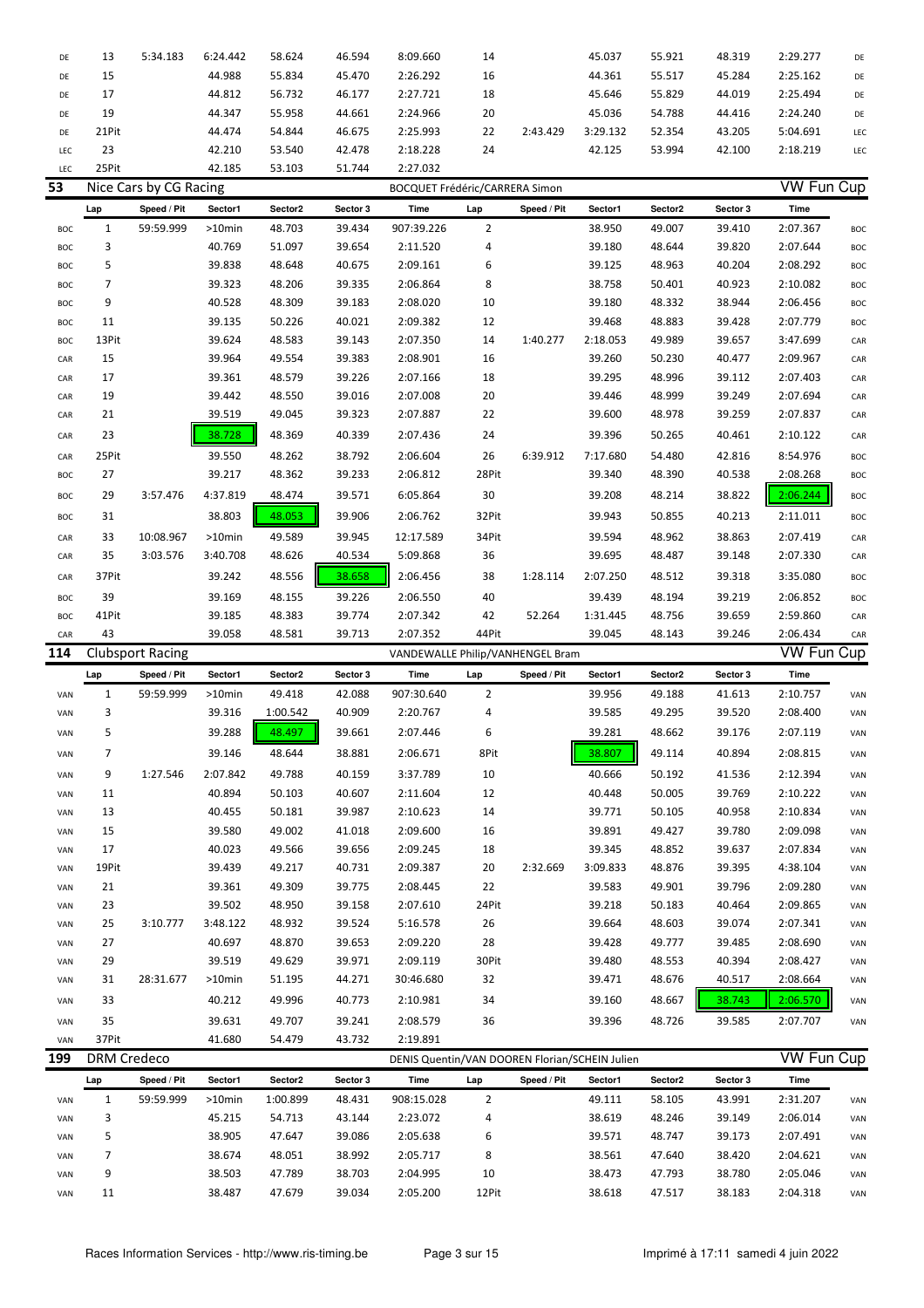| | Lap | Speed / Pit | Sector1 | Sector2 | Sector 3 | Time | Lap | Speed / Pit | Sector1 | Sector2 | Sector 3 | Time | |
|---|---|---|---|---|---|---|---|---|---|---|---|---|---|
| DE | 13 | 5:34.183 | 6:24.442 | 58.624 | 46.594 | 8:09.660 | 14 | | 45.037 | 55.921 | 48.319 | 2:29.277 | DE |
| DE | 15 | | 44.988 | 55.834 | 45.470 | 2:26.292 | 16 | | 44.361 | 55.517 | 45.284 | 2:25.162 | DE |
| DE | 17 | | 44.812 | 56.732 | 46.177 | 2:27.721 | 18 | | 45.646 | 55.829 | 44.019 | 2:25.494 | DE |
| DE | 19 | | 44.347 | 55.958 | 44.661 | 2:24.966 | 20 | | 45.036 | 54.788 | 44.416 | 2:24.240 | DE |
| DE | 21Pit | | 44.474 | 54.844 | 46.675 | 2:25.993 | 22 | 2:43.429 | 3:29.132 | 52.354 | 43.205 | 5:04.691 | LEC |
| LEC | 23 | | 42.210 | 53.540 | 42.478 | 2:18.228 | 24 | | 42.125 | 53.994 | 42.100 | 2:18.219 | LEC |
| LEC | 25Pit | | 42.185 | 53.103 | 51.744 | 2:27.032 | | | | | | | |

## 53 Nice Cars by CG Racing — BOCQUET Frédéric/CARRERA Simon — VW Fun Cup

| | Lap | Speed / Pit | Sector1 | Sector2 | Sector 3 | Time | Lap | Speed / Pit | Sector1 | Sector2 | Sector 3 | Time | |
|---|---|---|---|---|---|---|---|---|---|---|---|---|---|
| BOC | 1 | 59:59.999 | >10min | 48.703 | 39.434 | 907:39.226 | 2 | | 38.950 | 49.007 | 39.410 | 2:07.367 | BOC |
| BOC | 3 | | 40.769 | 51.097 | 39.654 | 2:11.520 | 4 | | 39.180 | 48.644 | 39.820 | 2:07.644 | BOC |
| BOC | 5 | | 39.838 | 48.648 | 40.675 | 2:09.161 | 6 | | 39.125 | 48.963 | 40.204 | 2:08.292 | BOC |
| BOC | 7 | | 39.323 | 48.206 | 39.335 | 2:06.864 | 8 | | 38.758 | 50.401 | 40.923 | 2:10.082 | BOC |
| BOC | 9 | | 40.528 | 48.309 | 39.183 | 2:08.020 | 10 | | 39.180 | 48.332 | 38.944 | 2:06.456 | BOC |
| BOC | 11 | | 39.135 | 50.226 | 40.021 | 2:09.382 | 12 | | 39.468 | 48.883 | 39.428 | 2:07.779 | BOC |
| BOC | 13Pit | | 39.624 | 48.583 | 39.143 | 2:07.350 | 14 | 1:40.277 | 2:18.053 | 49.989 | 39.657 | 3:47.699 | CAR |
| CAR | 15 | | 39.964 | 49.554 | 39.383 | 2:08.901 | 16 | | 39.260 | 50.230 | 40.477 | 2:09.967 | CAR |
| CAR | 17 | | 39.361 | 48.579 | 39.226 | 2:07.166 | 18 | | 39.295 | 48.996 | 39.112 | 2:07.403 | CAR |
| CAR | 19 | | 39.442 | 48.550 | 39.016 | 2:07.008 | 20 | | 39.446 | 48.999 | 39.249 | 2:07.694 | CAR |
| CAR | 21 | | 39.519 | 49.045 | 39.323 | 2:07.887 | 22 | | 39.600 | 48.978 | 39.259 | 2:07.837 | CAR |
| CAR | 23 | | 38.728 | 48.369 | 40.339 | 2:07.436 | 24 | | 39.396 | 50.265 | 40.461 | 2:10.122 | CAR |
| CAR | 25Pit | | 39.550 | 48.262 | 38.792 | 2:06.604 | 26 | 6:39.912 | 7:17.680 | 54.480 | 42.816 | 8:54.976 | BOC |
| BOC | 27 | | 39.217 | 48.362 | 39.233 | 2:06.812 | 28Pit | | 39.340 | 48.390 | 40.538 | 2:08.268 | BOC |
| BOC | 29 | 3:57.476 | 4:37.819 | 48.474 | 39.571 | 6:05.864 | 30 | | 39.208 | 48.214 | 38.822 | 2:06.244 | BOC |
| BOC | 31 | | 38.803 | 48.053 | 39.906 | 2:06.762 | 32Pit | | 39.943 | 50.855 | 40.213 | 2:11.011 | BOC |
| CAR | 33 | 10:08.967 | >10min | 49.589 | 39.945 | 12:17.589 | 34Pit | | 39.594 | 48.962 | 38.863 | 2:07.419 | CAR |
| CAR | 35 | 3:03.576 | 3:40.708 | 48.626 | 40.534 | 5:09.868 | 36 | | 39.695 | 48.487 | 39.148 | 2:07.330 | CAR |
| CAR | 37Pit | | 39.242 | 48.556 | 38.658 | 2:06.456 | 38 | 1:28.114 | 2:07.250 | 48.512 | 39.318 | 3:35.080 | BOC |
| BOC | 39 | | 39.169 | 48.155 | 39.226 | 2:06.550 | 40 | | 39.439 | 48.194 | 39.219 | 2:06.852 | BOC |
| BOC | 41Pit | | 39.185 | 48.383 | 39.774 | 2:07.342 | 42 | 52.264 | 1:31.445 | 48.756 | 39.659 | 2:59.860 | CAR |
| CAR | 43 | | 39.058 | 48.581 | 39.713 | 2:07.352 | 44Pit | | 39.045 | 48.143 | 39.246 | 2:06.434 | CAR |

## 114 Clubsport Racing — VANDEWALLE Philip/VANHENGEL Bram — VW Fun Cup

| | Lap | Speed / Pit | Sector1 | Sector2 | Sector 3 | Time | Lap | Speed / Pit | Sector1 | Sector2 | Sector 3 | Time | |
|---|---|---|---|---|---|---|---|---|---|---|---|---|---|
| VAN | 1 | 59:59.999 | >10min | 49.418 | 42.088 | 907:30.640 | 2 | | 39.956 | 49.188 | 41.613 | 2:10.757 | VAN |
| VAN | 3 | | 39.316 | 1:00.542 | 40.909 | 2:20.767 | 4 | | 39.585 | 49.295 | 39.520 | 2:08.400 | VAN |
| VAN | 5 | | 39.288 | 48.497 | 39.661 | 2:07.446 | 6 | | 39.281 | 48.662 | 39.176 | 2:07.119 | VAN |
| VAN | 7 | | 39.146 | 48.644 | 38.881 | 2:06.671 | 8Pit | | 38.807 | 49.114 | 40.894 | 2:08.815 | VAN |
| VAN | 9 | 1:27.546 | 2:07.842 | 49.788 | 40.159 | 3:37.789 | 10 | | 40.666 | 50.192 | 41.536 | 2:12.394 | VAN |
| VAN | 11 | | 40.894 | 50.103 | 40.607 | 2:11.604 | 12 | | 40.448 | 50.005 | 39.769 | 2:10.222 | VAN |
| VAN | 13 | | 40.455 | 50.181 | 39.987 | 2:10.623 | 14 | | 39.771 | 50.105 | 40.958 | 2:10.834 | VAN |
| VAN | 15 | | 39.580 | 49.002 | 41.018 | 2:09.600 | 16 | | 39.891 | 49.427 | 39.780 | 2:09.098 | VAN |
| VAN | 17 | | 40.023 | 49.566 | 39.656 | 2:09.245 | 18 | | 39.345 | 48.852 | 39.637 | 2:07.834 | VAN |
| VAN | 19Pit | | 39.439 | 49.217 | 40.731 | 2:09.387 | 20 | 2:32.669 | 3:09.833 | 48.876 | 39.395 | 4:38.104 | VAN |
| VAN | 21 | | 39.361 | 49.309 | 39.775 | 2:08.445 | 22 | | 39.583 | 49.901 | 39.796 | 2:09.280 | VAN |
| VAN | 23 | | 39.502 | 48.950 | 39.158 | 2:07.610 | 24Pit | | 39.218 | 50.183 | 40.464 | 2:09.865 | VAN |
| VAN | 25 | 3:10.777 | 3:48.122 | 48.932 | 39.524 | 5:16.578 | 26 | | 39.664 | 48.603 | 39.074 | 2:07.341 | VAN |
| VAN | 27 | | 40.697 | 48.870 | 39.653 | 2:09.220 | 28 | | 39.428 | 49.777 | 39.485 | 2:08.690 | VAN |
| VAN | 29 | | 39.519 | 49.629 | 39.971 | 2:09.119 | 30Pit | | 39.480 | 48.553 | 40.394 | 2:08.427 | VAN |
| VAN | 31 | 28:31.677 | >10min | 51.195 | 44.271 | 30:46.680 | 32 | | 39.471 | 48.676 | 40.517 | 2:08.664 | VAN |
| VAN | 33 | | 40.212 | 49.996 | 40.773 | 2:10.981 | 34 | | 39.160 | 48.667 | 38.743 | 2:06.570 | VAN |
| VAN | 35 | | 39.631 | 49.707 | 39.241 | 2:08.579 | 36 | | 39.396 | 48.726 | 39.585 | 2:07.707 | VAN |
| VAN | 37Pit | | 41.680 | 54.479 | 43.732 | 2:19.891 | | | | | | | |

## 199 DRM Credeco — DENIS Quentin/VAN DOOREN Florian/SCHEIN Julien — VW Fun Cup

| | Lap | Speed / Pit | Sector1 | Sector2 | Sector 3 | Time | Lap | Speed / Pit | Sector1 | Sector2 | Sector 3 | Time | |
|---|---|---|---|---|---|---|---|---|---|---|---|---|---|
| VAN | 1 | 59:59.999 | >10min | 1:00.899 | 48.431 | 908:15.028 | 2 | | 49.111 | 58.105 | 43.991 | 2:31.207 | VAN |
| VAN | 3 | | 45.215 | 54.713 | 43.144 | 2:23.072 | 4 | | 38.619 | 48.246 | 39.149 | 2:06.014 | VAN |
| VAN | 5 | | 38.905 | 47.647 | 39.086 | 2:05.638 | 6 | | 39.571 | 48.747 | 39.173 | 2:07.491 | VAN |
| VAN | 7 | | 38.674 | 48.051 | 38.992 | 2:05.717 | 8 | | 38.561 | 47.640 | 38.420 | 2:04.621 | VAN |
| VAN | 9 | | 38.503 | 47.789 | 38.703 | 2:04.995 | 10 | | 38.473 | 47.793 | 38.780 | 2:05.046 | VAN |
| VAN | 11 | | 38.487 | 47.679 | 39.034 | 2:05.200 | 12Pit | | 38.618 | 47.517 | 38.183 | 2:04.318 | VAN |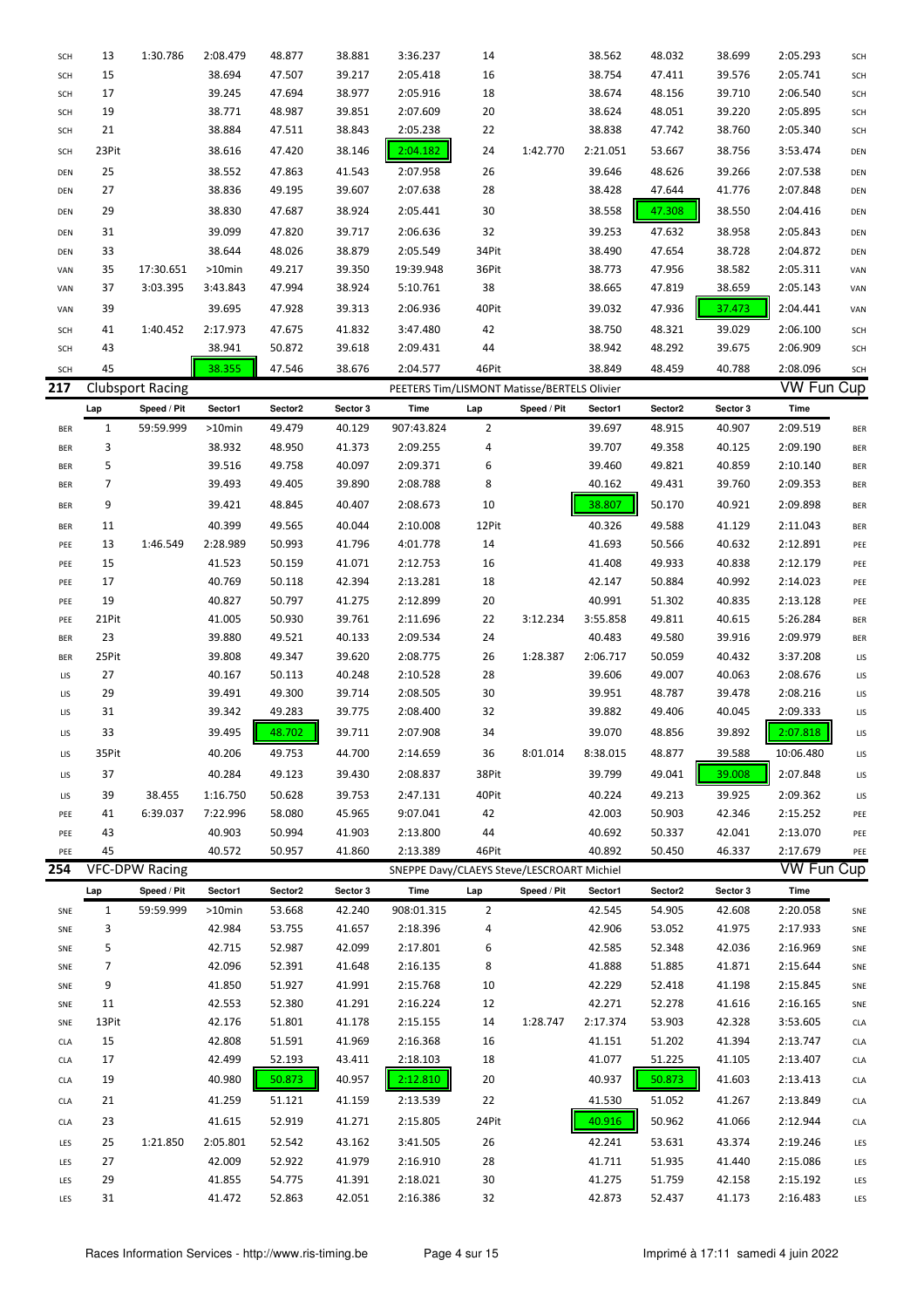| | Lap | Speed / Pit | Sector1 | Sector2 | Sector 3 | Time | Lap | Speed / Pit | Sector1 | Sector2 | Sector 3 | Time | |
|---|---|---|---|---|---|---|---|---|---|---|---|---|---|
| SCH | 13 | 1:30.786 | 2:08.479 | 48.877 | 38.881 | 3:36.237 | 14 | | 38.562 | 48.032 | 38.699 | 2:05.293 | SCH |
| SCH | 15 | | 38.694 | 47.507 | 39.217 | 2:05.418 | 16 | | 38.754 | 47.411 | 39.576 | 2:05.741 | SCH |
| SCH | 17 | | 39.245 | 47.694 | 38.977 | 2:05.916 | 18 | | 38.674 | 48.156 | 39.710 | 2:06.540 | SCH |
| SCH | 19 | | 38.771 | 48.987 | 39.851 | 2:07.609 | 20 | | 38.624 | 48.051 | 39.220 | 2:05.895 | SCH |
| SCH | 21 | | 38.884 | 47.511 | 38.843 | 2:05.238 | 22 | | 38.838 | 47.742 | 38.760 | 2:05.340 | SCH |
| SCH | 23Pit | | 38.616 | 47.420 | 38.146 | 2:04.182 | 24 | 1:42.770 | 2:21.051 | 53.667 | 38.756 | 3:53.474 | DEN |
| DEN | 25 | | 38.552 | 47.863 | 41.543 | 2:07.958 | 26 | | 39.646 | 48.626 | 39.266 | 2:07.538 | DEN |
| DEN | 27 | | 38.836 | 49.195 | 39.607 | 2:07.638 | 28 | | 38.428 | 47.644 | 41.776 | 2:07.848 | DEN |
| DEN | 29 | | 38.830 | 47.687 | 38.924 | 2:05.441 | 30 | | 38.558 | 47.308 | 38.550 | 2:04.416 | DEN |
| DEN | 31 | | 39.099 | 47.820 | 39.717 | 2:06.636 | 32 | | 39.253 | 47.632 | 38.958 | 2:05.843 | DEN |
| DEN | 33 | | 38.644 | 48.026 | 38.879 | 2:05.549 | 34Pit | | 38.490 | 47.654 | 38.728 | 2:04.872 | DEN |
| VAN | 35 | 17:30.651 | >10min | 49.217 | 39.350 | 19:39.948 | 36Pit | | 38.773 | 47.956 | 38.582 | 2:05.311 | VAN |
| VAN | 37 | 3:03.395 | 3:43.843 | 47.994 | 38.924 | 5:10.761 | 38 | | 38.665 | 47.819 | 38.659 | 2:05.143 | VAN |
| VAN | 39 | | 39.695 | 47.928 | 39.313 | 2:06.936 | 40Pit | | 39.032 | 47.936 | 37.473 | 2:04.441 | VAN |
| SCH | 41 | 1:40.452 | 2:17.973 | 47.675 | 41.832 | 3:47.480 | 42 | | 38.750 | 48.321 | 39.029 | 2:06.100 | SCH |
| SCH | 43 | | 38.941 | 50.872 | 39.618 | 2:09.431 | 44 | | 38.942 | 48.292 | 39.675 | 2:06.909 | SCH |
| SCH | 45 | | 38.355 | 47.546 | 38.676 | 2:04.577 | 46Pit | | 38.849 | 48.459 | 40.788 | 2:08.096 | SCH |

## 217 Clubsport Racing — PEETERS Tim/LISMONT Matisse/BERTELS Olivier — VW Fun Cup

| | Lap | Speed / Pit | Sector1 | Sector2 | Sector 3 | Time | Lap | Speed / Pit | Sector1 | Sector2 | Sector 3 | Time | |
|---|---|---|---|---|---|---|---|---|---|---|---|---|---|
| BER | 1 | 59:59.999 | >10min | 49.479 | 40.129 | 907:43.824 | 2 | | 39.697 | 48.915 | 40.907 | 2:09.519 | BER |
| BER | 3 | | 38.932 | 48.950 | 41.373 | 2:09.255 | 4 | | 39.707 | 49.358 | 40.125 | 2:09.190 | BER |
| BER | 5 | | 39.516 | 49.758 | 40.097 | 2:09.371 | 6 | | 39.460 | 49.821 | 40.859 | 2:10.140 | BER |
| BER | 7 | | 39.493 | 49.405 | 39.890 | 2:08.788 | 8 | | 40.162 | 49.431 | 39.760 | 2:09.353 | BER |
| BER | 9 | | 39.421 | 48.845 | 40.407 | 2:08.673 | 10 | | 38.807 | 50.170 | 40.921 | 2:09.898 | BER |
| BER | 11 | | 40.399 | 49.565 | 40.044 | 2:10.008 | 12Pit | | 40.326 | 49.588 | 41.129 | 2:11.043 | BER |
| PEE | 13 | 1:46.549 | 2:28.989 | 50.993 | 41.796 | 4:01.778 | 14 | | 41.693 | 50.566 | 40.632 | 2:12.891 | PEE |
| PEE | 15 | | 41.523 | 50.159 | 41.071 | 2:12.753 | 16 | | 41.408 | 49.933 | 40.838 | 2:12.179 | PEE |
| PEE | 17 | | 40.769 | 50.118 | 42.394 | 2:13.281 | 18 | | 42.147 | 50.884 | 40.992 | 2:14.023 | PEE |
| PEE | 19 | | 40.827 | 50.797 | 41.275 | 2:12.899 | 20 | | 40.991 | 51.302 | 40.835 | 2:13.128 | PEE |
| PEE | 21Pit | | 41.005 | 50.930 | 39.761 | 2:11.696 | 22 | 3:12.234 | 3:55.858 | 49.811 | 40.615 | 5:26.284 | BER |
| BER | 23 | | 39.880 | 49.521 | 40.133 | 2:09.534 | 24 | | 40.483 | 49.580 | 39.916 | 2:09.979 | BER |
| BER | 25Pit | | 39.808 | 49.347 | 39.620 | 2:08.775 | 26 | 1:28.387 | 2:06.717 | 50.059 | 40.432 | 3:37.208 | LIS |
| LIS | 27 | | 40.167 | 50.113 | 40.248 | 2:10.528 | 28 | | 39.606 | 49.007 | 40.063 | 2:08.676 | LIS |
| LIS | 29 | | 39.491 | 49.300 | 39.714 | 2:08.505 | 30 | | 39.951 | 48.787 | 39.478 | 2:08.216 | LIS |
| LIS | 31 | | 39.342 | 49.283 | 39.775 | 2:08.400 | 32 | | 39.882 | 49.406 | 40.045 | 2:09.333 | LIS |
| LIS | 33 | | 39.495 | 48.702 | 39.711 | 2:07.908 | 34 | | 39.070 | 48.856 | 39.892 | 2:07.818 | LIS |
| LIS | 35Pit | | 40.206 | 49.753 | 44.700 | 2:14.659 | 36 | 8:01.014 | 8:38.015 | 48.877 | 39.588 | 10:06.480 | LIS |
| LIS | 37 | | 40.284 | 49.123 | 39.430 | 2:08.837 | 38Pit | | 39.799 | 49.041 | 39.008 | 2:07.848 | LIS |
| LIS | 39 | 38.455 | 1:16.750 | 50.628 | 39.753 | 2:47.131 | 40Pit | | 40.224 | 49.213 | 39.925 | 2:09.362 | LIS |
| PEE | 41 | 6:39.037 | 7:22.996 | 58.080 | 45.965 | 9:07.041 | 42 | | 42.003 | 50.903 | 42.346 | 2:15.252 | PEE |
| PEE | 43 | | 40.903 | 50.994 | 41.903 | 2:13.800 | 44 | | 40.692 | 50.337 | 42.041 | 2:13.070 | PEE |
| PEE | 45 | | 40.572 | 50.957 | 41.860 | 2:13.389 | 46Pit | | 40.892 | 50.450 | 46.337 | 2:17.679 | PEE |

## 254 VFC-DPW Racing — SNEPPE Davy/CLAEYS Steve/LESCROART Michiel — VW Fun Cup

| | Lap | Speed / Pit | Sector1 | Sector2 | Sector 3 | Time | Lap | Speed / Pit | Sector1 | Sector2 | Sector 3 | Time | |
|---|---|---|---|---|---|---|---|---|---|---|---|---|---|
| SNE | 1 | 59:59.999 | >10min | 53.668 | 42.240 | 908:01.315 | 2 | | 42.545 | 54.905 | 42.608 | 2:20.058 | SNE |
| SNE | 3 | | 42.984 | 53.755 | 41.657 | 2:18.396 | 4 | | 42.906 | 53.052 | 41.975 | 2:17.933 | SNE |
| SNE | 5 | | 42.715 | 52.987 | 42.099 | 2:17.801 | 6 | | 42.585 | 52.348 | 42.036 | 2:16.969 | SNE |
| SNE | 7 | | 42.096 | 52.391 | 41.648 | 2:16.135 | 8 | | 41.888 | 51.885 | 41.871 | 2:15.644 | SNE |
| SNE | 9 | | 41.850 | 51.927 | 41.991 | 2:15.768 | 10 | | 42.229 | 52.418 | 41.198 | 2:15.845 | SNE |
| SNE | 11 | | 42.553 | 52.380 | 41.291 | 2:16.224 | 12 | | 42.271 | 52.278 | 41.616 | 2:16.165 | SNE |
| SNE | 13Pit | | 42.176 | 51.801 | 41.178 | 2:15.155 | 14 | 1:28.747 | 2:17.374 | 53.903 | 42.328 | 3:53.605 | CLA |
| CLA | 15 | | 42.808 | 51.591 | 41.969 | 2:16.368 | 16 | | 41.151 | 51.202 | 41.394 | 2:13.747 | CLA |
| CLA | 17 | | 42.499 | 52.193 | 43.411 | 2:18.103 | 18 | | 41.077 | 51.225 | 41.105 | 2:13.407 | CLA |
| CLA | 19 | | 40.980 | 50.873 | 40.957 | 2:12.810 | 20 | | 40.937 | 50.873 | 41.603 | 2:13.413 | CLA |
| CLA | 21 | | 41.259 | 51.121 | 41.159 | 2:13.539 | 22 | | 41.530 | 51.052 | 41.267 | 2:13.849 | CLA |
| CLA | 23 | | 41.615 | 52.919 | 41.271 | 2:15.805 | 24Pit | | 40.916 | 50.962 | 41.066 | 2:12.944 | CLA |
| LES | 25 | 1:21.850 | 2:05.801 | 52.542 | 43.162 | 3:41.505 | 26 | | 42.241 | 53.631 | 43.374 | 2:19.246 | LES |
| LES | 27 | | 42.009 | 52.922 | 41.979 | 2:16.910 | 28 | | 41.711 | 51.935 | 41.440 | 2:15.086 | LES |
| LES | 29 | | 41.855 | 54.775 | 41.391 | 2:18.021 | 30 | | 41.275 | 51.759 | 42.158 | 2:15.192 | LES |
| LES | 31 | | 41.472 | 52.863 | 42.051 | 2:16.386 | 32 | | 42.873 | 52.437 | 41.173 | 2:16.483 | LES |

Races Information Services - http://www.ris-timing.be — Imprimé à 17:11 samedi 4 juin 2022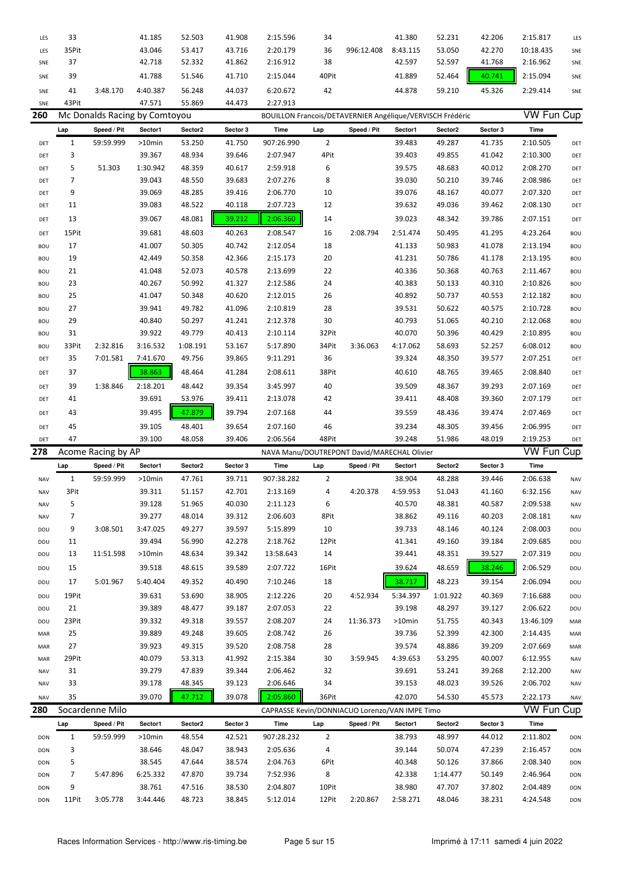| | Lap | Speed / Pit | Sector1 | Sector2 | Sector 3 | Time | Lap | Speed / Pit | Sector1 | Sector2 | Sector 3 | Time | |
|---|---|---|---|---|---|---|---|---|---|---|---|---|---|
| LES | 33 | | 41.185 | 52.503 | 41.908 | 2:15.596 | 34 | | 41.380 | 52.231 | 42.206 | 2:15.817 | LES |
| LES | 35Pit | | 43.046 | 53.417 | 43.716 | 2:20.179 | 36 | 996:12.408 | 8:43.115 | 53.050 | 42.270 | 10:18.435 | SNE |
| SNE | 37 | | 42.718 | 52.332 | 41.862 | 2:16.912 | 38 | | 42.597 | 52.597 | 41.768 | 2:16.962 | SNE |
| SNE | 39 | | 41.788 | 51.546 | 41.710 | 2:15.044 | 40Pit | | 41.889 | 52.464 | 40.741 | 2:15.094 | SNE |
| SNE | 41 | 3:48.170 | 4:40.387 | 56.248 | 44.037 | 6:20.672 | 42 | | 44.878 | 59.210 | 45.326 | 2:29.414 | SNE |
| SNE | 43Pit | | 47.571 | 55.869 | 44.473 | 2:27.913 | | | | | | | |

## 260 Mc Donalds Racing by Comtoyou — BOUILLON Francois/DETAVERNIER Angélique/VERVISCH Frédéric — VW Fun Cup

| | Lap | Speed / Pit | Sector1 | Sector2 | Sector 3 | Time | Lap | Speed / Pit | Sector1 | Sector2 | Sector 3 | Time | |
|---|---|---|---|---|---|---|---|---|---|---|---|---|---|
| DET | 1 | 59:59.999 | >10min | 53.250 | 41.750 | 907:26.990 | 2 | | 39.483 | 49.287 | 41.735 | 2:10.505 | DET |
| DET | 3 | | 39.367 | 48.934 | 39.646 | 2:07.947 | 4Pit | | 39.403 | 49.855 | 41.042 | 2:10.300 | DET |
| DET | 5 | 51.303 | 1:30.942 | 48.359 | 40.617 | 2:59.918 | 6 | | 39.575 | 48.683 | 40.012 | 2:08.270 | DET |
| DET | 7 | | 39.043 | 48.550 | 39.683 | 2:07.276 | 8 | | 39.030 | 50.210 | 39.746 | 2:08.986 | DET |
| DET | 9 | | 39.069 | 48.285 | 39.416 | 2:06.770 | 10 | | 39.076 | 48.167 | 40.077 | 2:07.320 | DET |
| DET | 11 | | 39.083 | 48.522 | 40.118 | 2:07.723 | 12 | | 39.632 | 49.036 | 39.462 | 2:08.130 | DET |
| DET | 13 | | 39.067 | 48.081 | 39.212 | 2:06.360 | 14 | | 39.023 | 48.342 | 39.786 | 2:07.151 | DET |
| DET | 15Pit | | 39.681 | 48.603 | 40.263 | 2:08.547 | 16 | 2:08.794 | 2:51.474 | 50.495 | 41.295 | 4:23.264 | BOU |
| BOU | 17 | | 41.007 | 50.305 | 40.742 | 2:12.054 | 18 | | 41.133 | 50.983 | 41.078 | 2:13.194 | BOU |
| BOU | 19 | | 42.449 | 50.358 | 42.366 | 2:15.173 | 20 | | 41.231 | 50.786 | 41.178 | 2:13.195 | BOU |
| BOU | 21 | | 41.048 | 52.073 | 40.578 | 2:13.699 | 22 | | 40.336 | 50.368 | 40.763 | 2:11.467 | BOU |
| BOU | 23 | | 40.267 | 50.992 | 41.327 | 2:12.586 | 24 | | 40.383 | 50.133 | 40.310 | 2:10.826 | BOU |
| BOU | 25 | | 41.047 | 50.348 | 40.620 | 2:12.015 | 26 | | 40.892 | 50.737 | 40.553 | 2:12.182 | BOU |
| BOU | 27 | | 39.941 | 49.782 | 41.096 | 2:10.819 | 28 | | 39.531 | 50.622 | 40.575 | 2:10.728 | BOU |
| BOU | 29 | | 40.840 | 50.297 | 41.241 | 2:12.378 | 30 | | 40.793 | 51.065 | 40.210 | 2:12.068 | BOU |
| BOU | 31 | | 39.922 | 49.779 | 40.413 | 2:10.114 | 32Pit | | 40.070 | 50.396 | 40.429 | 2:10.895 | BOU |
| BOU | 33Pit | 2:32.816 | 3:16.532 | 1:08.191 | 53.167 | 5:17.890 | 34Pit | 3:36.063 | 4:17.062 | 58.693 | 52.257 | 6:08.012 | BOU |
| DET | 35 | 7:01.581 | 7:41.670 | 49.756 | 39.865 | 9:11.291 | 36 | | 39.324 | 48.350 | 39.577 | 2:07.251 | DET |
| DET | 37 | | 38.863 | 48.464 | 41.284 | 2:08.611 | 38Pit | | 40.610 | 48.765 | 39.465 | 2:08.840 | DET |
| DET | 39 | 1:38.846 | 2:18.201 | 48.442 | 39.354 | 3:45.997 | 40 | | 39.509 | 48.367 | 39.293 | 2:07.169 | DET |
| DET | 41 | | 39.691 | 53.976 | 39.411 | 2:13.078 | 42 | | 39.411 | 48.408 | 39.360 | 2:07.179 | DET |
| DET | 43 | | 39.495 | 47.879 | 39.794 | 2:07.168 | 44 | | 39.559 | 48.436 | 39.474 | 2:07.469 | DET |
| DET | 45 | | 39.105 | 48.401 | 39.654 | 2:07.160 | 46 | | 39.234 | 48.305 | 39.456 | 2:06.995 | DET |
| DET | 47 | | 39.100 | 48.058 | 39.406 | 2:06.564 | 48Pit | | 39.248 | 51.986 | 48.019 | 2:19.253 | DET |

## 278 Acome Racing by AP — NAVA Manu/DOUTREPONT David/MARECHAL Olivier — VW Fun Cup

| | Lap | Speed / Pit | Sector1 | Sector2 | Sector 3 | Time | Lap | Speed / Pit | Sector1 | Sector2 | Sector 3 | Time | |
|---|---|---|---|---|---|---|---|---|---|---|---|---|---|
| NAV | 1 | 59:59.999 | >10min | 47.761 | 39.711 | 907:38.282 | 2 | | 38.904 | 48.288 | 39.446 | 2:06.638 | NAV |
| NAV | 3Pit | | 39.311 | 51.157 | 42.701 | 2:13.169 | 4 | 4:20.378 | 4:59.953 | 51.043 | 41.160 | 6:32.156 | NAV |
| NAV | 5 | | 39.128 | 51.965 | 40.030 | 2:11.123 | 6 | | 40.570 | 48.381 | 40.587 | 2:09.538 | NAV |
| NAV | 7 | | 39.277 | 48.014 | 39.312 | 2:06.603 | 8Pit | | 38.862 | 49.116 | 40.203 | 2:08.181 | NAV |
| DOU | 9 | 3:08.501 | 3:47.025 | 49.277 | 39.597 | 5:15.899 | 10 | | 39.733 | 48.146 | 40.124 | 2:08.003 | DOU |
| DOU | 11 | | 39.494 | 56.990 | 42.278 | 2:18.762 | 12Pit | | 41.341 | 49.160 | 39.184 | 2:09.685 | DOU |
| DOU | 13 | 11:51.598 | >10min | 48.634 | 39.342 | 13:58.643 | 14 | | 39.441 | 48.351 | 39.527 | 2:07.319 | DOU |
| DOU | 15 | | 39.518 | 48.615 | 39.589 | 2:07.722 | 16Pit | | 39.624 | 48.659 | 38.246 | 2:06.529 | DOU |
| DOU | 17 | 5:01.967 | 5:40.404 | 49.352 | 40.490 | 7:10.246 | 18 | | 38.717 | 48.223 | 39.154 | 2:06.094 | DOU |
| DOU | 19Pit | | 39.631 | 53.690 | 38.905 | 2:12.226 | 20 | 4:52.934 | 5:34.397 | 1:01.922 | 40.369 | 7:16.688 | DOU |
| DOU | 21 | | 39.389 | 48.477 | 39.187 | 2:07.053 | 22 | | 39.198 | 48.297 | 39.127 | 2:06.622 | DOU |
| DOU | 23Pit | | 39.332 | 49.318 | 39.557 | 2:08.207 | 24 | 11:36.373 | >10min | 51.755 | 40.343 | 13:46.109 | MAR |
| MAR | 25 | | 39.889 | 49.248 | 39.605 | 2:08.742 | 26 | | 39.736 | 52.399 | 42.300 | 2:14.435 | MAR |
| MAR | 27 | | 39.923 | 49.315 | 39.520 | 2:08.758 | 28 | | 39.574 | 48.886 | 39.209 | 2:07.669 | MAR |
| MAR | 29Pit | | 40.079 | 53.313 | 41.992 | 2:15.384 | 30 | 3:59.945 | 4:39.653 | 53.295 | 40.007 | 6:12.955 | NAV |
| NAV | 31 | | 39.279 | 47.839 | 39.344 | 2:06.462 | 32 | | 39.691 | 53.241 | 39.268 | 2:12.200 | NAV |
| NAV | 33 | | 39.178 | 48.345 | 39.123 | 2:06.646 | 34 | | 39.153 | 48.023 | 39.526 | 2:06.702 | NAV |
| NAV | 35 | | 39.070 | 47.712 | 39.078 | 2:05.860 | 36Pit | | 42.070 | 54.530 | 45.573 | 2:22.173 | NAV |

## 280 Socardenne Milo — CAPRASSE Kevin/DONNIACUO Lorenzo/VAN IMPE Timo — VW Fun Cup

| | Lap | Speed / Pit | Sector1 | Sector2 | Sector 3 | Time | Lap | Speed / Pit | Sector1 | Sector2 | Sector 3 | Time | |
|---|---|---|---|---|---|---|---|---|---|---|---|---|---|
| DON | 1 | 59:59.999 | >10min | 48.554 | 42.521 | 907:28.232 | 2 | | 38.793 | 48.997 | 44.012 | 2:11.802 | DON |
| DON | 3 | | 38.646 | 48.047 | 38.943 | 2:05.636 | 4 | | 39.144 | 50.074 | 47.239 | 2:16.457 | DON |
| DON | 5 | | 38.545 | 47.644 | 38.574 | 2:04.763 | 6Pit | | 40.348 | 50.126 | 37.866 | 2:08.340 | DON |
| DON | 7 | 5:47.896 | 6:25.332 | 47.870 | 39.734 | 7:52.936 | 8 | | 42.338 | 1:14.477 | 50.149 | 2:46.964 | DON |
| DON | 9 | | 38.761 | 47.516 | 38.530 | 2:04.807 | 10Pit | | 38.980 | 47.707 | 37.802 | 2:04.489 | DON |
| DON | 11Pit | 3:05.778 | 3:44.446 | 48.723 | 38.845 | 5:12.014 | 12Pit | 2:20.867 | 2:58.271 | 48.046 | 38.231 | 4:24.548 | DON |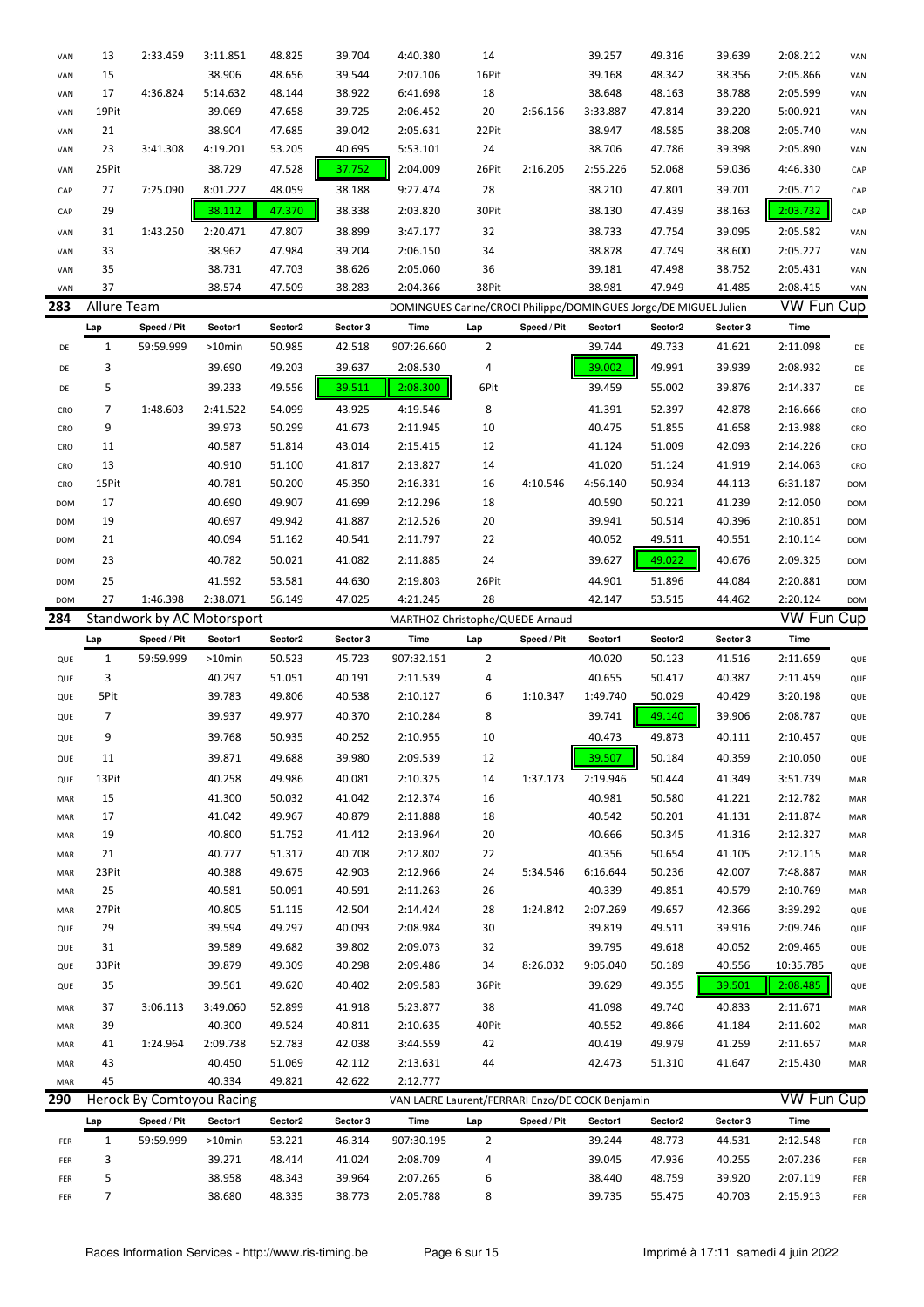| | Lap | Speed / Pit | Sector1 | Sector2 | Sector 3 | Time | Lap | Speed / Pit | Sector1 | Sector2 | Sector 3 | Time | |
|---|---|---|---|---|---|---|---|---|---|---|---|---|---|
| VAN | 13 | 2:33.459 | 3:11.851 | 48.825 | 39.704 | 4:40.380 | 14 | | 39.257 | 49.316 | 39.639 | 2:08.212 | VAN |
| VAN | 15 | | 38.906 | 48.656 | 39.544 | 2:07.106 | 16Pit | | 39.168 | 48.342 | 38.356 | 2:05.866 | VAN |
| VAN | 17 | 4:36.824 | 5:14.632 | 48.144 | 38.922 | 6:41.698 | 18 | | 38.648 | 48.163 | 38.788 | 2:05.599 | VAN |
| VAN | 19Pit | | 39.069 | 47.658 | 39.725 | 2:06.452 | 20 | 2:56.156 | 3:33.887 | 47.814 | 39.220 | 5:00.921 | VAN |
| VAN | 21 | | 38.904 | 47.685 | 39.042 | 2:05.631 | 22Pit | | 38.947 | 48.585 | 38.208 | 2:05.740 | VAN |
| VAN | 23 | 3:41.308 | 4:19.201 | 53.205 | 40.695 | 5:53.101 | 24 | | 38.706 | 47.786 | 39.398 | 2:05.890 | VAN |
| VAN | 25Pit | | 38.729 | 47.528 | 37.752 | 2:04.009 | 26Pit | 2:16.205 | 2:55.226 | 52.068 | 59.036 | 4:46.330 | CAP |
| CAP | 27 | 7:25.090 | 8:01.227 | 48.059 | 38.188 | 9:27.474 | 28 | | 38.210 | 47.801 | 39.701 | 2:05.712 | CAP |
| CAP | 29 | | 38.112 | 47.370 | 38.338 | 2:03.820 | 30Pit | | 38.130 | 47.439 | 38.163 | 2:03.732 | CAP |
| VAN | 31 | 1:43.250 | 2:20.471 | 47.807 | 38.899 | 3:47.177 | 32 | | 38.733 | 47.754 | 39.095 | 2:05.582 | VAN |
| VAN | 33 | | 38.962 | 47.984 | 39.204 | 2:06.150 | 34 | | 38.878 | 47.749 | 38.600 | 2:05.227 | VAN |
| VAN | 35 | | 38.731 | 47.703 | 38.626 | 2:05.060 | 36 | | 39.181 | 47.498 | 38.752 | 2:05.431 | VAN |
| VAN | 37 | | 38.574 | 47.509 | 38.283 | 2:04.366 | 38Pit | | 38.981 | 47.949 | 41.485 | 2:08.415 | VAN |

## 283 Allure Team — DOMINGUES Carine/CROCI Philippe/DOMINGUES Jorge/DE MIGUEL Julien — VW Fun Cup

| | Lap | Speed / Pit | Sector1 | Sector2 | Sector 3 | Time | Lap | Speed / Pit | Sector1 | Sector2 | Sector 3 | Time | |
|---|---|---|---|---|---|---|---|---|---|---|---|---|---|
| DE | 1 | 59:59.999 | >10min | 50.985 | 42.518 | 907:26.660 | 2 | | 39.744 | 49.733 | 41.621 | 2:11.098 | DE |
| DE | 3 | | 39.690 | 49.203 | 39.637 | 2:08.530 | 4 | | 39.002 | 49.991 | 39.939 | 2:08.932 | DE |
| DE | 5 | | 39.233 | 49.556 | 39.511 | 2:08.300 | 6Pit | | 39.459 | 55.002 | 39.876 | 2:14.337 | DE |
| CRO | 7 | 1:48.603 | 2:41.522 | 54.099 | 43.925 | 4:19.546 | 8 | | 41.391 | 52.397 | 42.878 | 2:16.666 | CRO |
| CRO | 9 | | 39.973 | 50.299 | 41.673 | 2:11.945 | 10 | | 40.475 | 51.855 | 41.658 | 2:13.988 | CRO |
| CRO | 11 | | 40.587 | 51.814 | 43.014 | 2:15.415 | 12 | | 41.124 | 51.009 | 42.093 | 2:14.226 | CRO |
| CRO | 13 | | 40.910 | 51.100 | 41.817 | 2:13.827 | 14 | | 41.020 | 51.124 | 41.919 | 2:14.063 | CRO |
| CRO | 15Pit | | 40.781 | 50.200 | 45.350 | 2:16.331 | 16 | 4:10.546 | 4:56.140 | 50.934 | 44.113 | 6:31.187 | DOM |
| DOM | 17 | | 40.690 | 49.907 | 41.699 | 2:12.296 | 18 | | 40.590 | 50.221 | 41.239 | 2:12.050 | DOM |
| DOM | 19 | | 40.697 | 49.942 | 41.887 | 2:12.526 | 20 | | 39.941 | 50.514 | 40.396 | 2:10.851 | DOM |
| DOM | 21 | | 40.094 | 51.162 | 40.541 | 2:11.797 | 22 | | 40.052 | 49.511 | 40.551 | 2:10.114 | DOM |
| DOM | 23 | | 40.782 | 50.021 | 41.082 | 2:11.885 | 24 | | 39.627 | 49.022 | 40.676 | 2:09.325 | DOM |
| DOM | 25 | | 41.592 | 53.581 | 44.630 | 2:19.803 | 26Pit | | 44.901 | 51.896 | 44.084 | 2:20.881 | DOM |
| DOM | 27 | 1:46.398 | 2:38.071 | 56.149 | 47.025 | 4:21.245 | 28 | | 42.147 | 53.515 | 44.462 | 2:20.124 | DOM |

## 284 Standwork by AC Motorsport — MARTHOZ Christophe/QUEDE Arnaud — VW Fun Cup

| | Lap | Speed / Pit | Sector1 | Sector2 | Sector 3 | Time | Lap | Speed / Pit | Sector1 | Sector2 | Sector 3 | Time | |
|---|---|---|---|---|---|---|---|---|---|---|---|---|---|
| QUE | 1 | 59:59.999 | >10min | 50.523 | 45.723 | 907:32.151 | 2 | | 40.020 | 50.123 | 41.516 | 2:11.659 | QUE |
| QUE | 3 | | 40.297 | 51.051 | 40.191 | 2:11.539 | 4 | | 40.655 | 50.417 | 40.387 | 2:11.459 | QUE |
| QUE | 5Pit | | 39.783 | 49.806 | 40.538 | 2:10.127 | 6 | 1:10.347 | 1:49.740 | 50.029 | 40.429 | 3:20.198 | QUE |
| QUE | 7 | | 39.937 | 49.977 | 40.370 | 2:10.284 | 8 | | 39.741 | 49.140 | 39.906 | 2:08.787 | QUE |
| QUE | 9 | | 39.768 | 50.935 | 40.252 | 2:10.955 | 10 | | 40.473 | 49.873 | 40.111 | 2:10.457 | QUE |
| QUE | 11 | | 39.871 | 49.688 | 39.980 | 2:09.539 | 12 | | 39.507 | 50.184 | 40.359 | 2:10.050 | QUE |
| QUE | 13Pit | | 40.258 | 49.986 | 40.081 | 2:10.325 | 14 | 1:37.173 | 2:19.946 | 50.444 | 41.349 | 3:51.739 | MAR |
| MAR | 15 | | 41.300 | 50.032 | 41.042 | 2:12.374 | 16 | | 40.981 | 50.580 | 41.221 | 2:12.782 | MAR |
| MAR | 17 | | 41.042 | 49.967 | 40.879 | 2:11.888 | 18 | | 40.542 | 50.201 | 41.131 | 2:11.874 | MAR |
| MAR | 19 | | 40.800 | 51.752 | 41.412 | 2:13.964 | 20 | | 40.666 | 50.345 | 41.316 | 2:12.327 | MAR |
| MAR | 21 | | 40.777 | 51.317 | 40.708 | 2:12.802 | 22 | | 40.356 | 50.654 | 41.105 | 2:12.115 | MAR |
| MAR | 23Pit | | 40.388 | 49.675 | 42.903 | 2:12.966 | 24 | 5:34.546 | 6:16.644 | 50.236 | 42.007 | 7:48.887 | MAR |
| MAR | 25 | | 40.581 | 50.091 | 40.591 | 2:11.263 | 26 | | 40.339 | 49.851 | 40.579 | 2:10.769 | MAR |
| MAR | 27Pit | | 40.805 | 51.115 | 42.504 | 2:14.424 | 28 | 1:24.842 | 2:07.269 | 49.657 | 42.366 | 3:39.292 | QUE |
| QUE | 29 | | 39.594 | 49.297 | 40.093 | 2:08.984 | 30 | | 39.819 | 49.511 | 39.916 | 2:09.246 | QUE |
| QUE | 31 | | 39.589 | 49.682 | 39.802 | 2:09.073 | 32 | | 39.795 | 49.618 | 40.052 | 2:09.465 | QUE |
| QUE | 33Pit | | 39.879 | 49.309 | 40.298 | 2:09.486 | 34 | 8:26.032 | 9:05.040 | 50.189 | 40.556 | 10:35.785 | QUE |
| QUE | 35 | | 39.561 | 49.620 | 40.402 | 2:09.583 | 36Pit | | 39.629 | 49.355 | 39.501 | 2:08.485 | QUE |
| MAR | 37 | 3:06.113 | 3:49.060 | 52.899 | 41.918 | 5:23.877 | 38 | | 41.098 | 49.740 | 40.833 | 2:11.671 | MAR |
| MAR | 39 | | 40.300 | 49.524 | 40.811 | 2:10.635 | 40Pit | | 40.552 | 49.866 | 41.184 | 2:11.602 | MAR |
| MAR | 41 | 1:24.964 | 2:09.738 | 52.783 | 42.038 | 3:44.559 | 42 | | 40.419 | 49.979 | 41.259 | 2:11.657 | MAR |
| MAR | 43 | | 40.450 | 51.069 | 42.112 | 2:13.631 | 44 | | 42.473 | 51.310 | 41.647 | 2:15.430 | MAR |
| MAR | 45 | | 40.334 | 49.821 | 42.622 | 2:12.777 | | | | | | | |

## 290 Herock By Comtoyou Racing — VAN LAERE Laurent/FERRARI Enzo/DE COCK Benjamin — VW Fun Cup

| | Lap | Speed / Pit | Sector1 | Sector2 | Sector 3 | Time | Lap | Speed / Pit | Sector1 | Sector2 | Sector 3 | Time | |
|---|---|---|---|---|---|---|---|---|---|---|---|---|---|
| FER | 1 | 59:59.999 | >10min | 53.221 | 46.314 | 907:30.195 | 2 | | 39.244 | 48.773 | 44.531 | 2:12.548 | FER |
| FER | 3 | | 39.271 | 48.414 | 41.024 | 2:08.709 | 4 | | 39.045 | 47.936 | 40.255 | 2:07.236 | FER |
| FER | 5 | | 38.958 | 48.343 | 39.964 | 2:07.265 | 6 | | 38.440 | 48.759 | 39.920 | 2:07.119 | FER |
| FER | 7 | | 38.680 | 48.335 | 38.773 | 2:05.788 | 8 | | 39.735 | 55.475 | 40.703 | 2:15.913 | FER |

Races Information Services - http://www.ris-timing.be — Imprimé à 17:11 samedi 4 juin 2022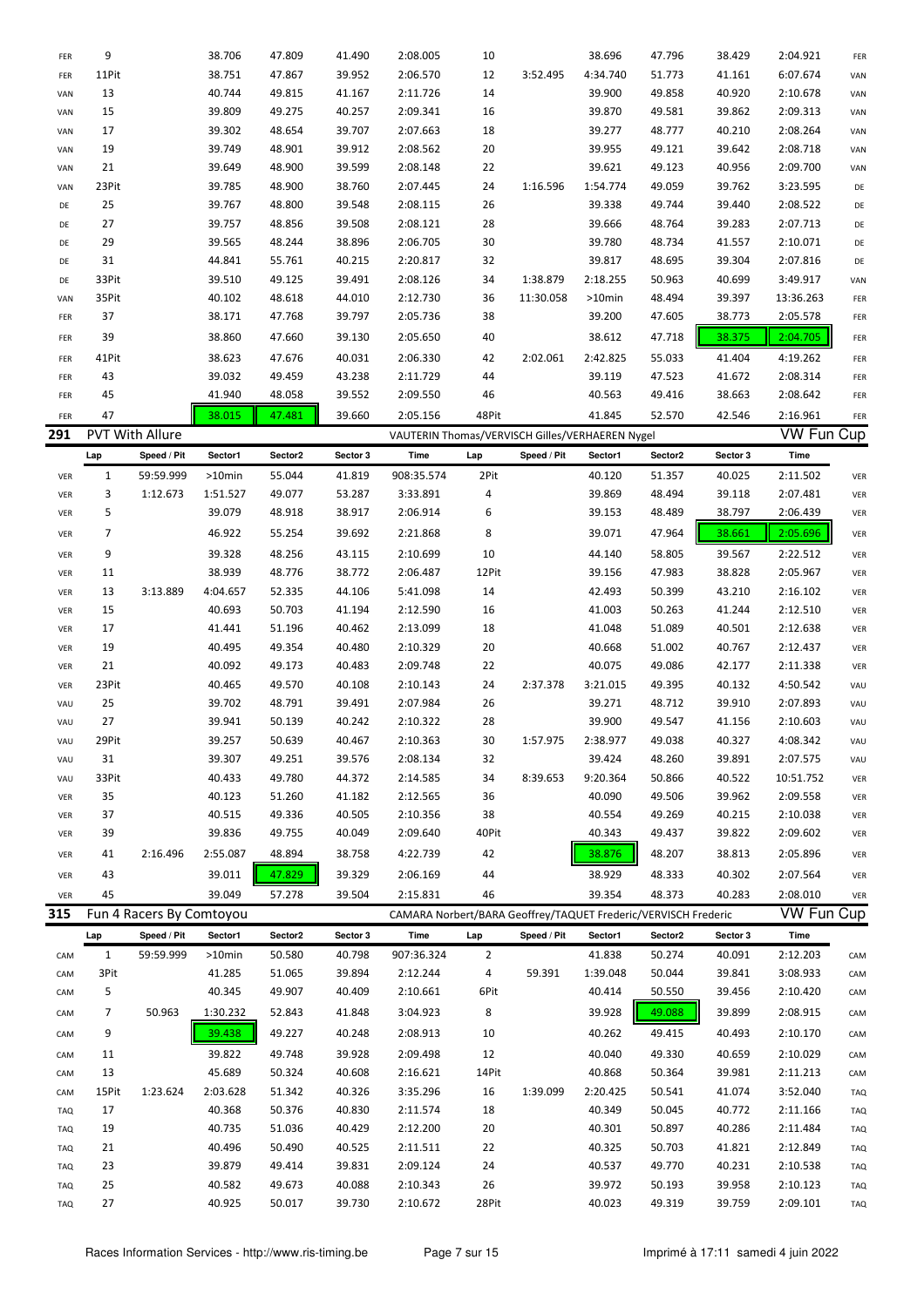| | Lap | Speed / Pit | Sector1 | Sector2 | Sector 3 | Time | Lap | Speed / Pit | Sector1 | Sector2 | Sector 3 | Time | |
|---|---|---|---|---|---|---|---|---|---|---|---|---|---|
| FER | 9 | | 38.706 | 47.809 | 41.490 | 2:08.005 | 10 | | 38.696 | 47.796 | 38.429 | 2:04.921 | FER |
| FER | 11Pit | | 38.751 | 47.867 | 39.952 | 2:06.570 | 12 | 3:52.495 | 4:34.740 | 51.773 | 41.161 | 6:07.674 | VAN |
| VAN | 13 | | 40.744 | 49.815 | 41.167 | 2:11.726 | 14 | | 39.900 | 49.858 | 40.920 | 2:10.678 | VAN |
| VAN | 15 | | 39.809 | 49.275 | 40.257 | 2:09.341 | 16 | | 39.870 | 49.581 | 39.862 | 2:09.313 | VAN |
| VAN | 17 | | 39.302 | 48.654 | 39.707 | 2:07.663 | 18 | | 39.277 | 48.777 | 40.210 | 2:08.264 | VAN |
| VAN | 19 | | 39.749 | 48.901 | 39.912 | 2:08.562 | 20 | | 39.955 | 49.121 | 39.642 | 2:08.718 | VAN |
| VAN | 21 | | 39.649 | 48.900 | 39.599 | 2:08.148 | 22 | | 39.621 | 49.123 | 40.956 | 2:09.700 | VAN |
| VAN | 23Pit | | 39.785 | 48.900 | 38.760 | 2:07.445 | 24 | 1:16.596 | 1:54.774 | 49.059 | 39.762 | 3:23.595 | DE |
| DE | 25 | | 39.767 | 48.800 | 39.548 | 2:08.115 | 26 | | 39.338 | 49.744 | 39.440 | 2:08.522 | DE |
| DE | 27 | | 39.757 | 48.856 | 39.508 | 2:08.121 | 28 | | 39.666 | 48.764 | 39.283 | 2:07.713 | DE |
| DE | 29 | | 39.565 | 48.244 | 38.896 | 2:06.705 | 30 | | 39.780 | 48.734 | 41.557 | 2:10.071 | DE |
| DE | 31 | | 44.841 | 55.761 | 40.215 | 2:20.817 | 32 | | 39.817 | 48.695 | 39.304 | 2:07.816 | DE |
| DE | 33Pit | | 39.510 | 49.125 | 39.491 | 2:08.126 | 34 | 1:38.879 | 2:18.255 | 50.963 | 40.699 | 3:49.917 | VAN |
| VAN | 35Pit | | 40.102 | 48.618 | 44.010 | 2:12.730 | 36 | 11:30.058 | >10min | 48.494 | 39.397 | 13:36.263 | FER |
| FER | 37 | | 38.171 | 47.768 | 39.797 | 2:05.736 | 38 | | 39.200 | 47.605 | 38.773 | 2:05.578 | FER |
| FER | 39 | | 38.860 | 47.660 | 39.130 | 2:05.650 | 40 | | 38.612 | 47.718 | 38.375 | 2:04.705 | FER |
| FER | 41Pit | | 38.623 | 47.676 | 40.031 | 2:06.330 | 42 | 2:02.061 | 2:42.825 | 55.033 | 41.404 | 4:19.262 | FER |
| FER | 43 | | 39.032 | 49.459 | 43.238 | 2:11.729 | 44 | | 39.119 | 47.523 | 41.672 | 2:08.314 | FER |
| FER | 45 | | 41.940 | 48.058 | 39.552 | 2:09.550 | 46 | | 40.563 | 49.416 | 38.663 | 2:08.642 | FER |
| FER | 47 | | 38.015 | 47.481 | 39.660 | 2:05.156 | 48Pit | | 41.845 | 52.570 | 42.546 | 2:16.961 | FER |

## 291 PVT With Allure — VAUTERIN Thomas/VERVISCH Gilles/VERHAEREN Nygel — VW Fun Cup

| | Lap | Speed / Pit | Sector1 | Sector2 | Sector 3 | Time | Lap | Speed / Pit | Sector1 | Sector2 | Sector 3 | Time | |
|---|---|---|---|---|---|---|---|---|---|---|---|---|---|
| VER | 1 | 59:59.999 | >10min | 55.044 | 41.819 | 908:35.574 | 2Pit | | 40.120 | 51.357 | 40.025 | 2:11.502 | VER |
| VER | 3 | 1:12.673 | 1:51.527 | 49.077 | 53.287 | 3:33.891 | 4 | | 39.869 | 48.494 | 39.118 | 2:07.481 | VER |
| VER | 5 | | 39.079 | 48.918 | 38.917 | 2:06.914 | 6 | | 39.153 | 48.489 | 38.797 | 2:06.439 | VER |
| VER | 7 | | 46.922 | 55.254 | 39.692 | 2:21.868 | 8 | | 39.071 | 47.964 | 38.661 | 2:05.696 | VER |
| VER | 9 | | 39.328 | 48.256 | 43.115 | 2:10.699 | 10 | | 44.140 | 58.805 | 39.567 | 2:22.512 | VER |
| VER | 11 | | 38.939 | 48.776 | 38.772 | 2:06.487 | 12Pit | | 39.156 | 47.983 | 38.828 | 2:05.967 | VER |
| VER | 13 | 3:13.889 | 4:04.657 | 52.335 | 44.106 | 5:41.098 | 14 | | 42.493 | 50.399 | 43.210 | 2:16.102 | VER |
| VER | 15 | | 40.693 | 50.703 | 41.194 | 2:12.590 | 16 | | 41.003 | 50.263 | 41.244 | 2:12.510 | VER |
| VER | 17 | | 41.441 | 51.196 | 40.462 | 2:13.099 | 18 | | 41.048 | 51.089 | 40.501 | 2:12.638 | VER |
| VER | 19 | | 40.495 | 49.354 | 40.480 | 2:10.329 | 20 | | 40.668 | 51.002 | 40.767 | 2:12.437 | VER |
| VER | 21 | | 40.092 | 49.173 | 40.483 | 2:09.748 | 22 | | 40.075 | 49.086 | 42.177 | 2:11.338 | VER |
| VER | 23Pit | | 40.465 | 49.570 | 40.108 | 2:10.143 | 24 | 2:37.378 | 3:21.015 | 49.395 | 40.132 | 4:50.542 | VAU |
| VAU | 25 | | 39.702 | 48.791 | 39.491 | 2:07.984 | 26 | | 39.271 | 48.712 | 39.910 | 2:07.893 | VAU |
| VAU | 27 | | 39.941 | 50.139 | 40.242 | 2:10.322 | 28 | | 39.900 | 49.547 | 41.156 | 2:10.603 | VAU |
| VAU | 29Pit | | 39.257 | 50.639 | 40.467 | 2:10.363 | 30 | 1:57.975 | 2:38.977 | 49.038 | 40.327 | 4:08.342 | VAU |
| VAU | 31 | | 39.307 | 49.251 | 39.576 | 2:08.134 | 32 | | 39.424 | 48.260 | 39.891 | 2:07.575 | VAU |
| VAU | 33Pit | | 40.433 | 49.780 | 44.372 | 2:14.585 | 34 | 8:39.653 | 9:20.364 | 50.866 | 40.522 | 10:51.752 | VER |
| VER | 35 | | 40.123 | 51.260 | 41.182 | 2:12.565 | 36 | | 40.090 | 49.506 | 39.962 | 2:09.558 | VER |
| VER | 37 | | 40.515 | 49.336 | 40.505 | 2:10.356 | 38 | | 40.554 | 49.269 | 40.215 | 2:10.038 | VER |
| VER | 39 | | 39.836 | 49.755 | 40.049 | 2:09.640 | 40Pit | | 40.343 | 49.437 | 39.822 | 2:09.602 | VER |
| VER | 41 | 2:16.496 | 2:55.087 | 48.894 | 38.758 | 4:22.739 | 42 | | 38.876 | 48.207 | 38.813 | 2:05.896 | VER |
| VER | 43 | | 39.011 | 47.829 | 39.329 | 2:06.169 | 44 | | 38.929 | 48.333 | 40.302 | 2:07.564 | VER |
| VER | 45 | | 39.049 | 57.278 | 39.504 | 2:15.831 | 46 | | 39.354 | 48.373 | 40.283 | 2:08.010 | VER |

## 315 Fun 4 Racers By Comtoyou — CAMARA Norbert/BARA Geoffrey/TAQUET Frederic/VERVISCH Frederic — VW Fun Cup

| | Lap | Speed / Pit | Sector1 | Sector2 | Sector 3 | Time | Lap | Speed / Pit | Sector1 | Sector2 | Sector 3 | Time | |
|---|---|---|---|---|---|---|---|---|---|---|---|---|---|
| CAM | 1 | 59:59.999 | >10min | 50.580 | 40.798 | 907:36.324 | 2 | | 41.838 | 50.274 | 40.091 | 2:12.203 | CAM |
| CAM | 3Pit | | 41.285 | 51.065 | 39.894 | 2:12.244 | 4 | 59.391 | 1:39.048 | 50.044 | 39.841 | 3:08.933 | CAM |
| CAM | 5 | | 40.345 | 49.907 | 40.409 | 2:10.661 | 6Pit | | 40.414 | 50.550 | 39.456 | 2:10.420 | CAM |
| CAM | 7 | 50.963 | 1:30.232 | 52.843 | 41.848 | 3:04.923 | 8 | | 39.928 | 49.088 | 39.899 | 2:08.915 | CAM |
| CAM | 9 | | 39.438 | 49.227 | 40.248 | 2:08.913 | 10 | | 40.262 | 49.415 | 40.493 | 2:10.170 | CAM |
| CAM | 11 | | 39.822 | 49.748 | 39.928 | 2:09.498 | 12 | | 40.040 | 49.330 | 40.659 | 2:10.029 | CAM |
| CAM | 13 | | 45.689 | 50.324 | 40.608 | 2:16.621 | 14Pit | | 40.868 | 50.364 | 39.981 | 2:11.213 | CAM |
| CAM | 15Pit | 1:23.624 | 2:03.628 | 51.342 | 40.326 | 3:35.296 | 16 | 1:39.099 | 2:20.425 | 50.541 | 41.074 | 3:52.040 | TAQ |
| TAQ | 17 | | 40.368 | 50.376 | 40.830 | 2:11.574 | 18 | | 40.349 | 50.045 | 40.772 | 2:11.166 | TAQ |
| TAQ | 19 | | 40.735 | 51.036 | 40.429 | 2:12.200 | 20 | | 40.301 | 50.897 | 40.286 | 2:11.484 | TAQ |
| TAQ | 21 | | 40.496 | 50.490 | 40.525 | 2:11.511 | 22 | | 40.325 | 50.703 | 41.821 | 2:12.849 | TAQ |
| TAQ | 23 | | 39.879 | 49.414 | 39.831 | 2:09.124 | 24 | | 40.537 | 49.770 | 40.231 | 2:10.538 | TAQ |
| TAQ | 25 | | 40.582 | 49.673 | 40.088 | 2:10.343 | 26 | | 39.972 | 50.193 | 39.958 | 2:10.123 | TAQ |
| TAQ | 27 | | 40.925 | 50.017 | 39.730 | 2:10.672 | 28Pit | | 40.023 | 49.319 | 39.759 | 2:09.101 | TAQ |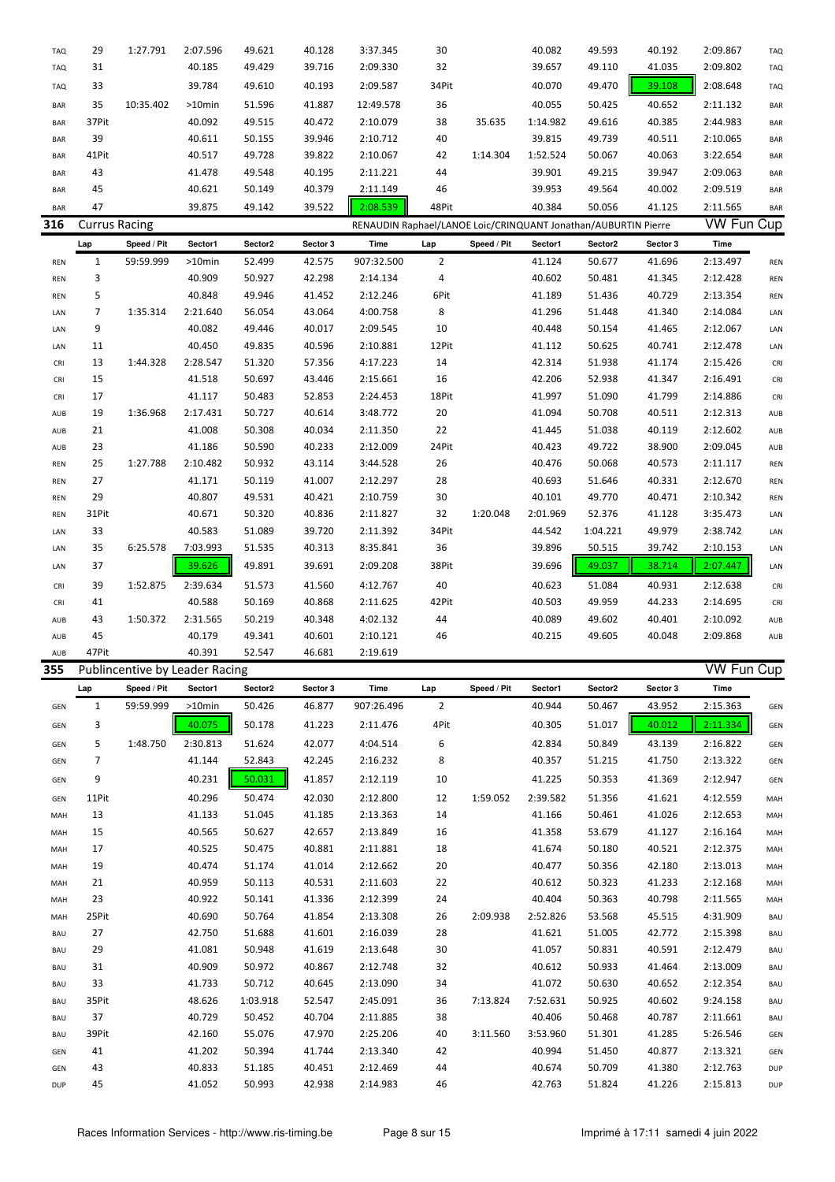| | Lap | Speed / Pit | Sector1 | Sector2 | Sector 3 | Time | Lap | Speed / Pit | Sector1 | Sector2 | Sector 3 | Time | |
|---|---|---|---|---|---|---|---|---|---|---|---|---|---|
| TAQ | 29 | 1:27.791 | 2:07.596 | 49.621 | 40.128 | 3:37.345 | 30 | | 40.082 | 49.593 | 40.192 | 2:09.867 | TAQ |
| TAQ | 31 | | 40.185 | 49.429 | 39.716 | 2:09.330 | 32 | | 39.657 | 49.110 | 41.035 | 2:09.802 | TAQ |
| TAQ | 33 | | 39.784 | 49.610 | 40.193 | 2:09.587 | 34Pit | | 40.070 | 49.470 | 39.108 | 2:08.648 | TAQ |
| BAR | 35 | 10:35.402 | >10min | 51.596 | 41.887 | 12:49.578 | 36 | | 40.055 | 50.425 | 40.652 | 2:11.132 | BAR |
| BAR | 37Pit | | 40.092 | 49.515 | 40.472 | 2:10.079 | 38 | 35.635 | 1:14.982 | 49.616 | 40.385 | 2:44.983 | BAR |
| BAR | 39 | | 40.611 | 50.155 | 39.946 | 2:10.712 | 40 | | 39.815 | 49.739 | 40.511 | 2:10.065 | BAR |
| BAR | 41Pit | | 40.517 | 49.728 | 39.822 | 2:10.067 | 42 | 1:14.304 | 1:52.524 | 50.067 | 40.063 | 3:22.654 | BAR |
| BAR | 43 | | 41.478 | 49.548 | 40.195 | 2:11.221 | 44 | | 39.901 | 49.215 | 39.947 | 2:09.063 | BAR |
| BAR | 45 | | 40.621 | 50.149 | 40.379 | 2:11.149 | 46 | | 39.953 | 49.564 | 40.002 | 2:09.519 | BAR |
| BAR | 47 | | 39.875 | 49.142 | 39.522 | 2:08.539 | 48Pit | | 40.384 | 50.056 | 41.125 | 2:11.565 | BAR |

## 316 Currus Racing — RENAUDIN Raphael/LANOE Loic/CRINQUANT Jonathan/AUBURTIN Pierre — VW Fun Cup

| | Lap | Speed / Pit | Sector1 | Sector2 | Sector 3 | Time | Lap | Speed / Pit | Sector1 | Sector2 | Sector 3 | Time | |
|---|---|---|---|---|---|---|---|---|---|---|---|---|---|
| REN | 1 | 59:59.999 | >10min | 52.499 | 42.575 | 907:32.500 | 2 | | 41.124 | 50.677 | 41.696 | 2:13.497 | REN |
| REN | 3 | | 40.909 | 50.927 | 42.298 | 2:14.134 | 4 | | 40.602 | 50.481 | 41.345 | 2:12.428 | REN |
| REN | 5 | | 40.848 | 49.946 | 41.452 | 2:12.246 | 6Pit | | 41.189 | 51.436 | 40.729 | 2:13.354 | REN |
| LAN | 7 | 1:35.314 | 2:21.640 | 56.054 | 43.064 | 4:00.758 | 8 | | 41.296 | 51.448 | 41.340 | 2:14.084 | LAN |
| LAN | 9 | | 40.082 | 49.446 | 40.017 | 2:09.545 | 10 | | 40.448 | 50.154 | 41.465 | 2:12.067 | LAN |
| LAN | 11 | | 40.450 | 49.835 | 40.596 | 2:10.881 | 12Pit | | 41.112 | 50.625 | 40.741 | 2:12.478 | LAN |
| CRI | 13 | 1:44.328 | 2:28.547 | 51.320 | 57.356 | 4:17.223 | 14 | | 42.314 | 51.938 | 41.174 | 2:15.426 | CRI |
| CRI | 15 | | 41.518 | 50.697 | 43.446 | 2:15.661 | 16 | | 42.206 | 52.938 | 41.347 | 2:16.491 | CRI |
| CRI | 17 | | 41.117 | 50.483 | 52.853 | 2:24.453 | 18Pit | | 41.997 | 51.090 | 41.799 | 2:14.886 | CRI |
| AUB | 19 | 1:36.968 | 2:17.431 | 50.727 | 40.614 | 3:48.772 | 20 | | 41.094 | 50.708 | 40.511 | 2:12.313 | AUB |
| AUB | 21 | | 41.008 | 50.308 | 40.034 | 2:11.350 | 22 | | 41.445 | 51.038 | 40.119 | 2:12.602 | AUB |
| AUB | 23 | | 41.186 | 50.590 | 40.233 | 2:12.009 | 24Pit | | 40.423 | 49.722 | 38.900 | 2:09.045 | AUB |
| REN | 25 | 1:27.788 | 2:10.482 | 50.932 | 43.114 | 3:44.528 | 26 | | 40.476 | 50.068 | 40.573 | 2:11.117 | REN |
| REN | 27 | | 41.171 | 50.119 | 41.007 | 2:12.297 | 28 | | 40.693 | 51.646 | 40.331 | 2:12.670 | REN |
| REN | 29 | | 40.807 | 49.531 | 40.421 | 2:10.759 | 30 | | 40.101 | 49.770 | 40.471 | 2:10.342 | REN |
| REN | 31Pit | | 40.671 | 50.320 | 40.836 | 2:11.827 | 32 | 1:20.048 | 2:01.969 | 52.376 | 41.128 | 3:35.473 | LAN |
| LAN | 33 | | 40.583 | 51.089 | 39.720 | 2:11.392 | 34Pit | | 44.542 | 1:04.221 | 49.979 | 2:38.742 | LAN |
| LAN | 35 | 6:25.578 | 7:03.993 | 51.535 | 40.313 | 8:35.841 | 36 | | 39.896 | 50.515 | 39.742 | 2:10.153 | LAN |
| LAN | 37 | | 39.626 | 49.891 | 39.691 | 2:09.208 | 38Pit | | 39.696 | 49.037 | 38.714 | 2:07.447 | LAN |
| CRI | 39 | 1:52.875 | 2:39.634 | 51.573 | 41.560 | 4:12.767 | 40 | | 40.623 | 51.084 | 40.931 | 2:12.638 | CRI |
| CRI | 41 | | 40.588 | 50.169 | 40.868 | 2:11.625 | 42Pit | | 40.503 | 49.959 | 44.233 | 2:14.695 | CRI |
| AUB | 43 | 1:50.372 | 2:31.565 | 50.219 | 40.348 | 4:02.132 | 44 | | 40.089 | 49.602 | 40.401 | 2:10.092 | AUB |
| AUB | 45 | | 40.179 | 49.341 | 40.601 | 2:10.121 | 46 | | 40.215 | 49.605 | 40.048 | 2:09.868 | AUB |
| AUB | 47Pit | | 40.391 | 52.547 | 46.681 | 2:19.619 | | | | | | | |

## 355 Publincentive by Leader Racing — VW Fun Cup

| | Lap | Speed / Pit | Sector1 | Sector2 | Sector 3 | Time | Lap | Speed / Pit | Sector1 | Sector2 | Sector 3 | Time | |
|---|---|---|---|---|---|---|---|---|---|---|---|---|---|
| GEN | 1 | 59:59.999 | >10min | 50.426 | 46.877 | 907:26.496 | 2 | | 40.944 | 50.467 | 43.952 | 2:15.363 | GEN |
| GEN | 3 | | 40.075 | 50.178 | 41.223 | 2:11.476 | 4Pit | | 40.305 | 51.017 | 40.012 | 2:11.334 | GEN |
| GEN | 5 | 1:48.750 | 2:30.813 | 51.624 | 42.077 | 4:04.514 | 6 | | 42.834 | 50.849 | 43.139 | 2:16.822 | GEN |
| GEN | 7 | | 41.144 | 52.843 | 42.245 | 2:16.232 | 8 | | 40.357 | 51.215 | 41.750 | 2:13.322 | GEN |
| GEN | 9 | | 40.231 | 50.031 | 41.857 | 2:12.119 | 10 | | 41.225 | 50.353 | 41.369 | 2:12.947 | GEN |
| GEN | 11Pit | | 40.296 | 50.474 | 42.030 | 2:12.800 | 12 | 1:59.052 | 2:39.582 | 51.356 | 41.621 | 4:12.559 | MAH |
| MAH | 13 | | 41.133 | 51.045 | 41.185 | 2:13.363 | 14 | | 41.166 | 50.461 | 41.026 | 2:12.653 | MAH |
| MAH | 15 | | 40.565 | 50.627 | 42.657 | 2:13.849 | 16 | | 41.358 | 53.679 | 41.127 | 2:16.164 | MAH |
| MAH | 17 | | 40.525 | 50.475 | 40.881 | 2:11.881 | 18 | | 41.674 | 50.180 | 40.521 | 2:12.375 | MAH |
| MAH | 19 | | 40.474 | 51.174 | 41.014 | 2:12.662 | 20 | | 40.477 | 50.356 | 42.180 | 2:13.013 | MAH |
| MAH | 21 | | 40.959 | 50.113 | 40.531 | 2:11.603 | 22 | | 40.612 | 50.323 | 41.233 | 2:12.168 | MAH |
| MAH | 23 | | 40.922 | 50.141 | 41.336 | 2:12.399 | 24 | | 40.404 | 50.363 | 40.798 | 2:11.565 | MAH |
| MAH | 25Pit | | 40.690 | 50.764 | 41.854 | 2:13.308 | 26 | 2:09.938 | 2:52.826 | 53.568 | 45.515 | 4:31.909 | BAU |
| BAU | 27 | | 42.750 | 51.688 | 41.601 | 2:16.039 | 28 | | 41.621 | 51.005 | 42.772 | 2:15.398 | BAU |
| BAU | 29 | | 41.081 | 50.948 | 41.619 | 2:13.648 | 30 | | 41.057 | 50.831 | 40.591 | 2:12.479 | BAU |
| BAU | 31 | | 40.909 | 50.972 | 40.867 | 2:12.748 | 32 | | 40.612 | 50.933 | 41.464 | 2:13.009 | BAU |
| BAU | 33 | | 41.733 | 50.712 | 40.645 | 2:13.090 | 34 | | 41.072 | 50.630 | 40.652 | 2:12.354 | BAU |
| BAU | 35Pit | | 48.626 | 1:03.918 | 52.547 | 2:45.091 | 36 | 7:13.824 | 7:52.631 | 50.925 | 40.602 | 9:24.158 | BAU |
| BAU | 37 | | 40.729 | 50.452 | 40.704 | 2:11.885 | 38 | | 40.406 | 50.468 | 40.787 | 2:11.661 | BAU |
| BAU | 39Pit | | 42.160 | 55.076 | 47.970 | 2:25.206 | 40 | 3:11.560 | 3:53.960 | 51.301 | 41.285 | 5:26.546 | GEN |
| GEN | 41 | | 41.202 | 50.394 | 41.744 | 2:13.340 | 42 | | 40.994 | 51.450 | 40.877 | 2:13.321 | GEN |
| GEN | 43 | | 40.833 | 51.185 | 40.451 | 2:12.469 | 44 | | 40.674 | 50.709 | 41.380 | 2:12.763 | DUP |
| DUP | 45 | | 41.052 | 50.993 | 42.938 | 2:14.983 | 46 | | 42.763 | 51.824 | 41.226 | 2:15.813 | DUP |

Races Information Services - http://www.ris-timing.be — Imprimé à 17:11 samedi 4 juin 2022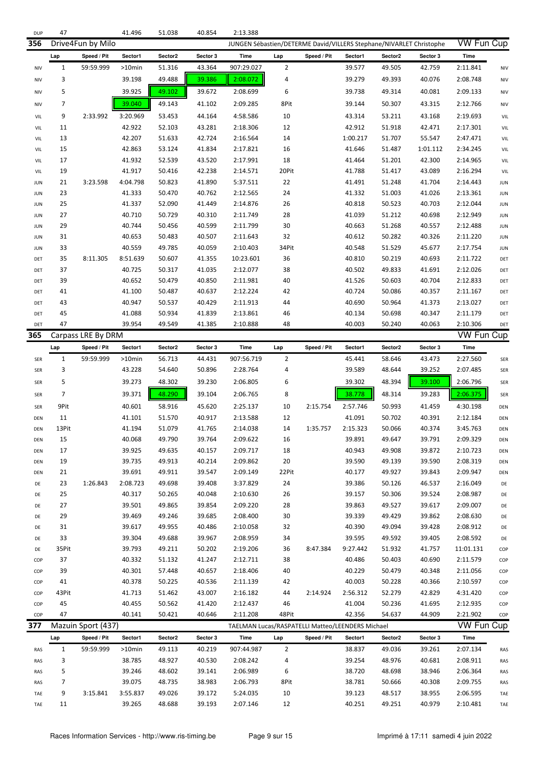| DUP | 47 | | 41.496 | 51.038 | 40.854 | 2:13.388 | | | | | | | |
|---|---|---|---|---|---|---|---|---|---|---|---|---|---|

## 356 Drive4Fun by Milo — JUNGEN Sébastien/DETERME David/VILLERS Stephane/NIVARLET Christophe — VW Fun Cup

| | Lap | Speed / Pit | Sector1 | Sector2 | Sector 3 | Time | Lap | Speed / Pit | Sector1 | Sector2 | Sector 3 | Time | |
|---|---|---|---|---|---|---|---|---|---|---|---|---|---|
| NIV | 1 | 59:59.999 | >10min | 51.316 | 43.364 | 907:29.027 | 2 | | 39.577 | 49.505 | 42.759 | 2:11.841 | NIV |
| NIV | 3 | | 39.198 | 49.488 | 39.386 | 2:08.072 | 4 | | 39.279 | 49.393 | 40.076 | 2:08.748 | NIV |
| NIV | 5 | | 39.925 | 49.102 | 39.672 | 2:08.699 | 6 | | 39.738 | 49.314 | 40.081 | 2:09.133 | NIV |
| NIV | 7 | | 39.040 | 49.143 | 41.102 | 2:09.285 | 8Pit | | 39.144 | 50.307 | 43.315 | 2:12.766 | NIV |
| VIL | 9 | 2:33.992 | 3:20.969 | 53.453 | 44.164 | 4:58.586 | 10 | | 43.314 | 53.211 | 43.168 | 2:19.693 | VIL |
| VIL | 11 | | 42.922 | 52.103 | 43.281 | 2:18.306 | 12 | | 42.912 | 51.918 | 42.471 | 2:17.301 | VIL |
| VIL | 13 | | 42.207 | 51.633 | 42.724 | 2:16.564 | 14 | | 1:00.217 | 51.707 | 55.547 | 2:47.471 | VIL |
| VIL | 15 | | 42.863 | 53.124 | 41.834 | 2:17.821 | 16 | | 41.646 | 51.487 | 1:01.112 | 2:34.245 | VIL |
| VIL | 17 | | 41.932 | 52.539 | 43.520 | 2:17.991 | 18 | | 41.464 | 51.201 | 42.300 | 2:14.965 | VIL |
| VIL | 19 | | 41.917 | 50.416 | 42.238 | 2:14.571 | 20Pit | | 41.788 | 51.417 | 43.089 | 2:16.294 | VIL |
| JUN | 21 | 3:23.598 | 4:04.798 | 50.823 | 41.890 | 5:37.511 | 22 | | 41.491 | 51.248 | 41.704 | 2:14.443 | JUN |
| JUN | 23 | | 41.333 | 50.470 | 40.762 | 2:12.565 | 24 | | 41.332 | 51.003 | 41.026 | 2:13.361 | JUN |
| JUN | 25 | | 41.337 | 52.090 | 41.449 | 2:14.876 | 26 | | 40.818 | 50.523 | 40.703 | 2:12.044 | JUN |
| JUN | 27 | | 40.710 | 50.729 | 40.310 | 2:11.749 | 28 | | 41.039 | 51.212 | 40.698 | 2:12.949 | JUN |
| JUN | 29 | | 40.744 | 50.456 | 40.599 | 2:11.799 | 30 | | 40.663 | 51.268 | 40.557 | 2:12.488 | JUN |
| JUN | 31 | | 40.653 | 50.483 | 40.507 | 2:11.643 | 32 | | 40.612 | 50.282 | 40.326 | 2:11.220 | JUN |
| JUN | 33 | | 40.559 | 49.785 | 40.059 | 2:10.403 | 34Pit | | 40.548 | 51.529 | 45.677 | 2:17.754 | JUN |
| DET | 35 | 8:11.305 | 8:51.639 | 50.607 | 41.355 | 10:23.601 | 36 | | 40.810 | 50.219 | 40.693 | 2:11.722 | DET |
| DET | 37 | | 40.725 | 50.317 | 41.035 | 2:12.077 | 38 | | 40.502 | 49.833 | 41.691 | 2:12.026 | DET |
| DET | 39 | | 40.652 | 50.479 | 40.850 | 2:11.981 | 40 | | 41.526 | 50.603 | 40.704 | 2:12.833 | DET |
| DET | 41 | | 41.100 | 50.487 | 40.637 | 2:12.224 | 42 | | 40.724 | 50.086 | 40.357 | 2:11.167 | DET |
| DET | 43 | | 40.947 | 50.537 | 40.429 | 2:11.913 | 44 | | 40.690 | 50.964 | 41.373 | 2:13.027 | DET |
| DET | 45 | | 41.088 | 50.934 | 41.839 | 2:13.861 | 46 | | 40.134 | 50.698 | 40.347 | 2:11.179 | DET |
| DET | 47 | | 39.954 | 49.549 | 41.385 | 2:10.888 | 48 | | 40.003 | 50.240 | 40.063 | 2:10.306 | DET |

## 365 Carpass LRE By DRM — VW Fun Cup

| | Lap | Speed / Pit | Sector1 | Sector2 | Sector 3 | Time | Lap | Speed / Pit | Sector1 | Sector2 | Sector 3 | Time | |
|---|---|---|---|---|---|---|---|---|---|---|---|---|---|
| SER | 1 | 59:59.999 | >10min | 56.713 | 44.431 | 907:56.719 | 2 | | 45.441 | 58.646 | 43.473 | 2:27.560 | SER |
| SER | 3 | | 43.228 | 54.640 | 50.896 | 2:28.764 | 4 | | 39.589 | 48.644 | 39.252 | 2:07.485 | SER |
| SER | 5 | | 39.273 | 48.302 | 39.230 | 2:06.805 | 6 | | 39.302 | 48.394 | 39.100 | 2:06.796 | SER |
| SER | 7 | | 39.371 | 48.290 | 39.104 | 2:06.765 | 8 | | 38.778 | 48.314 | 39.283 | 2:06.375 | SER |
| SER | 9Pit | | 40.601 | 58.916 | 45.620 | 2:25.137 | 10 | 2:15.754 | 2:57.746 | 50.993 | 41.459 | 4:30.198 | DEN |
| DEN | 11 | | 41.101 | 51.570 | 40.917 | 2:13.588 | 12 | | 41.091 | 50.702 | 40.391 | 2:12.184 | DEN |
| DEN | 13Pit | | 41.194 | 51.079 | 41.765 | 2:14.038 | 14 | 1:35.757 | 2:15.323 | 50.066 | 40.374 | 3:45.763 | DEN |
| DEN | 15 | | 40.068 | 49.790 | 39.764 | 2:09.622 | 16 | | 39.891 | 49.647 | 39.791 | 2:09.329 | DEN |
| DEN | 17 | | 39.925 | 49.635 | 40.157 | 2:09.717 | 18 | | 40.943 | 49.908 | 39.872 | 2:10.723 | DEN |
| DEN | 19 | | 39.735 | 49.913 | 40.214 | 2:09.862 | 20 | | 39.590 | 49.139 | 39.590 | 2:08.319 | DEN |
| DEN | 21 | | 39.691 | 49.911 | 39.547 | 2:09.149 | 22Pit | | 40.177 | 49.927 | 39.843 | 2:09.947 | DEN |
| DE | 23 | 1:26.843 | 2:08.723 | 49.698 | 39.408 | 3:37.829 | 24 | | 39.386 | 50.126 | 46.537 | 2:16.049 | DE |
| DE | 25 | | 40.317 | 50.265 | 40.048 | 2:10.630 | 26 | | 39.157 | 50.306 | 39.524 | 2:08.987 | DE |
| DE | 27 | | 39.501 | 49.865 | 39.854 | 2:09.220 | 28 | | 39.863 | 49.527 | 39.617 | 2:09.007 | DE |
| DE | 29 | | 39.469 | 49.246 | 39.685 | 2:08.400 | 30 | | 39.339 | 49.429 | 39.862 | 2:08.630 | DE |
| DE | 31 | | 39.617 | 49.955 | 40.486 | 2:10.058 | 32 | | 40.390 | 49.094 | 39.428 | 2:08.912 | DE |
| DE | 33 | | 39.304 | 49.688 | 39.967 | 2:08.959 | 34 | | 39.595 | 49.592 | 39.405 | 2:08.592 | DE |
| DE | 35Pit | | 39.793 | 49.211 | 50.202 | 2:19.206 | 36 | 8:47.384 | 9:27.442 | 51.932 | 41.757 | 11:01.131 | COP |
| COP | 37 | | 40.332 | 51.132 | 41.247 | 2:12.711 | 38 | | 40.486 | 50.403 | 40.690 | 2:11.579 | COP |
| COP | 39 | | 40.301 | 57.448 | 40.657 | 2:18.406 | 40 | | 40.229 | 50.479 | 40.348 | 2:11.056 | COP |
| COP | 41 | | 40.378 | 50.225 | 40.536 | 2:11.139 | 42 | | 40.003 | 50.228 | 40.366 | 2:10.597 | COP |
| COP | 43Pit | | 41.713 | 51.462 | 43.007 | 2:16.182 | 44 | 2:14.924 | 2:56.312 | 52.279 | 42.829 | 4:31.420 | COP |
| COP | 45 | | 40.455 | 50.562 | 41.420 | 2:12.437 | 46 | | 41.004 | 50.236 | 41.695 | 2:12.935 | COP |
| COP | 47 | | 40.141 | 50.421 | 40.646 | 2:11.208 | 48Pit | | 42.356 | 54.637 | 44.909 | 2:21.902 | COP |

## 377 Mazuin Sport (437) — TAELMAN Lucas/RASPATELLI Matteo/LEENDERS Michael — VW Fun Cup

| | Lap | Speed / Pit | Sector1 | Sector2 | Sector 3 | Time | Lap | Speed / Pit | Sector1 | Sector2 | Sector 3 | Time | |
|---|---|---|---|---|---|---|---|---|---|---|---|---|---|
| RAS | 1 | 59:59.999 | >10min | 49.113 | 40.219 | 907:44.987 | 2 | | 38.837 | 49.036 | 39.261 | 2:07.134 | RAS |
| RAS | 3 | | 38.785 | 48.927 | 40.530 | 2:08.242 | 4 | | 39.254 | 48.976 | 40.681 | 2:08.911 | RAS |
| RAS | 5 | | 39.246 | 48.602 | 39.141 | 2:06.989 | 6 | | 38.720 | 48.698 | 38.946 | 2:06.364 | RAS |
| RAS | 7 | | 39.075 | 48.735 | 38.983 | 2:06.793 | 8Pit | | 38.781 | 50.666 | 40.308 | 2:09.755 | RAS |
| TAE | 9 | 3:15.841 | 3:55.837 | 49.026 | 39.172 | 5:24.035 | 10 | | 39.123 | 48.517 | 38.955 | 2:06.595 | TAE |
| TAE | 11 | | 39.265 | 48.688 | 39.193 | 2:07.146 | 12 | | 40.251 | 49.251 | 40.979 | 2:10.481 | TAE |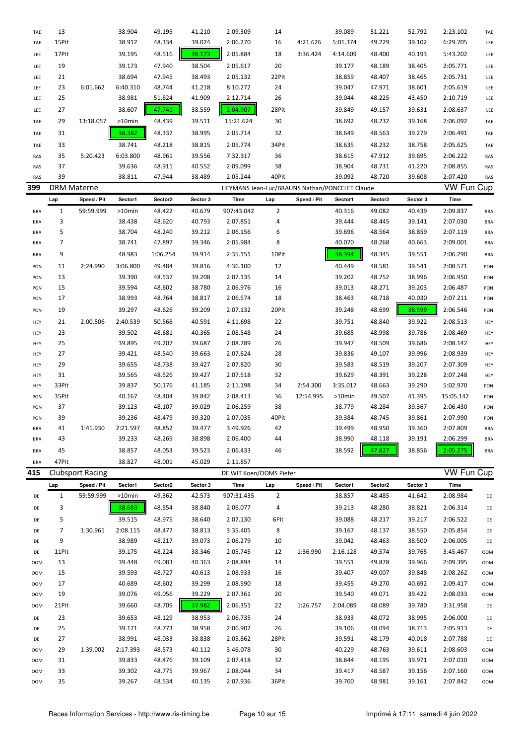|  | Lap | Speed / Pit | Sector1 | Sector2 | Sector 3 | Time | Lap | Speed / Pit | Sector1 | Sector2 | Sector 3 | Time |  |
|---|---|---|---|---|---|---|---|---|---|---|---|---|---|
| TAE | 13 |  | 38.904 | 49.195 | 41.210 | 2:09.309 | 14 |  | 39.089 | 51.221 | 52.792 | 2:23.102 | TAE |
| TAE | 15Pit |  | 38.912 | 48.334 | 39.024 | 2:06.270 | 16 | 4:21.626 | 5:01.374 | 49.229 | 39.102 | 6:29.705 | LEE |
| LEE | 17Pit |  | 39.195 | 48.516 | 38.173 | 2:05.884 | 18 | 3:36.424 | 4:14.609 | 48.400 | 40.193 | 5:43.202 | LEE |
| LEE | 19 |  | 39.173 | 47.940 | 38.504 | 2:05.617 | 20 |  | 39.177 | 48.189 | 38.405 | 2:05.771 | LEE |
| LEE | 21 |  | 38.694 | 47.945 | 38.493 | 2:05.132 | 22Pit |  | 38.859 | 48.407 | 38.465 | 2:05.731 | LEE |
| LEE | 23 | 6:01.662 | 6:40.310 | 48.744 | 41.218 | 8:10.272 | 24 |  | 39.047 | 47.971 | 38.601 | 2:05.619 | LEE |
| LEE | 25 |  | 38.981 | 51.824 | 41.909 | 2:12.714 | 26 |  | 39.044 | 48.225 | 43.450 | 2:10.719 | LEE |
| LEE | 27 |  | 38.607 | 47.741 | 38.559 | 2:04.907 | 28Pit |  | 39.849 | 49.157 | 39.631 | 2:08.637 | LEE |
| TAE | 29 | 13:18.057 | >10min | 48.439 | 39.511 | 15:21.624 | 30 |  | 38.692 | 48.232 | 39.168 | 2:06.092 | TAE |
| TAE | 31 |  | 38.382 | 48.337 | 38.995 | 2:05.714 | 32 |  | 38.649 | 48.563 | 39.279 | 2:06.491 | TAE |
| TAE | 33 |  | 38.741 | 48.218 | 38.815 | 2:05.774 | 34Pit |  | 38.635 | 48.232 | 38.758 | 2:05.625 | TAE |
| RAS | 35 | 5:20.423 | 6:03.800 | 48.961 | 39.556 | 7:32.317 | 36 |  | 38.615 | 47.912 | 39.695 | 2:06.222 | RAS |
| RAS | 37 |  | 39.636 | 48.911 | 40.552 | 2:09.099 | 38 |  | 38.904 | 48.731 | 41.220 | 2:08.855 | RAS |
| RAS | 39 |  | 38.811 | 47.944 | 38.489 | 2:05.244 | 40Pit |  | 39.092 | 48.720 | 39.608 | 2:07.420 | RAS |

## 399 DRM Materne — HEYMANS Jean-Luc/BRAUNS Nathan/PONCELET Claude — VW Fun Cup

|  | Lap | Speed / Pit | Sector1 | Sector2 | Sector 3 | Time | Lap | Speed / Pit | Sector1 | Sector2 | Sector 3 | Time |  |
|---|---|---|---|---|---|---|---|---|---|---|---|---|---|
| BRA | 1 | 59:59.999 | >10min | 48.422 | 40.679 | 907:43.042 | 2 |  | 40.316 | 49.082 | 40.439 | 2:09.837 | BRA |
| BRA | 3 |  | 38.438 | 48.620 | 40.793 | 2:07.851 | 4 |  | 39.444 | 48.445 | 39.141 | 2:07.030 | BRA |
| BRA | 5 |  | 38.704 | 48.240 | 39.212 | 2:06.156 | 6 |  | 39.696 | 48.564 | 38.859 | 2:07.119 | BRA |
| BRA | 7 |  | 38.741 | 47.897 | 39.346 | 2:05.984 | 8 |  | 40.070 | 48.268 | 40.663 | 2:09.001 | BRA |
| BRA | 9 |  | 48.983 | 1:06.254 | 39.914 | 2:35.151 | 10Pit |  | 38.394 | 48.345 | 39.551 | 2:06.290 | BRA |
| PON | 11 | 2:24.990 | 3:06.800 | 49.484 | 39.816 | 4:36.100 | 12 |  | 40.449 | 48.581 | 39.541 | 2:08.571 | PON |
| PON | 13 |  | 39.390 | 48.537 | 39.208 | 2:07.135 | 14 |  | 39.202 | 48.752 | 38.996 | 2:06.950 | PON |
| PON | 15 |  | 39.594 | 48.602 | 38.780 | 2:06.976 | 16 |  | 39.013 | 48.271 | 39.203 | 2:06.487 | PON |
| PON | 17 |  | 38.993 | 48.764 | 38.817 | 2:06.574 | 18 |  | 38.463 | 48.718 | 40.030 | 2:07.211 | PON |
| PON | 19 |  | 39.297 | 48.626 | 39.209 | 2:07.132 | 20Pit |  | 39.248 | 48.699 | 38.599 | 2:06.546 | PON |
| HEY | 21 | 2:00.506 | 2:40.539 | 50.568 | 40.591 | 4:11.698 | 22 |  | 39.751 | 48.840 | 39.922 | 2:08.513 | HEY |
| HEY | 23 |  | 39.502 | 48.681 | 40.365 | 2:08.548 | 24 |  | 39.685 | 48.998 | 39.786 | 2:08.469 | HEY |
| HEY | 25 |  | 39.895 | 49.207 | 39.687 | 2:08.789 | 26 |  | 39.947 | 48.509 | 39.686 | 2:08.142 | HEY |
| HEY | 27 |  | 39.421 | 48.540 | 39.663 | 2:07.624 | 28 |  | 39.836 | 49.107 | 39.996 | 2:08.939 | HEY |
| HEY | 29 |  | 39.655 | 48.738 | 39.427 | 2:07.820 | 30 |  | 39.583 | 48.519 | 39.207 | 2:07.309 | HEY |
| HEY | 31 |  | 39.565 | 48.526 | 39.427 | 2:07.518 | 32 |  | 39.629 | 48.391 | 39.228 | 2:07.248 | HEY |
| HEY | 33Pit |  | 39.837 | 50.176 | 41.185 | 2:11.198 | 34 | 2:54.300 | 3:35.017 | 48.663 | 39.290 | 5:02.970 | PON |
| PON | 35Pit |  | 40.167 | 48.404 | 39.842 | 2:08.413 | 36 | 12:54.995 | >10min | 49.507 | 41.395 | 15:05.142 | PON |
| PON | 37 |  | 39.123 | 48.107 | 39.029 | 2:06.259 | 38 |  | 38.779 | 48.284 | 39.367 | 2:06.430 | PON |
| PON | 39 |  | 39.236 | 48.479 | 39.320 | 2:07.035 | 40Pit |  | 39.384 | 48.745 | 39.861 | 2:07.990 | PON |
| BRA | 41 | 1:41.930 | 2:21.597 | 48.852 | 39.477 | 3:49.926 | 42 |  | 39.499 | 48.950 | 39.360 | 2:07.809 | BRA |
| BRA | 43 |  | 39.233 | 48.269 | 38.898 | 2:06.400 | 44 |  | 38.990 | 48.118 | 39.191 | 2:06.299 | BRA |
| BRA | 45 |  | 38.857 | 48.053 | 39.523 | 2:06.433 | 46 |  | 38.592 | 47.827 | 38.856 | 2:05.275 | BRA |
| BRA | 47Pit |  | 38.827 | 48.001 | 45.029 | 2:11.857 |  |  |  |  |  |  |  |

## 415 Clubsport Racing — DE WIT Koen/OOMS Pieter — VW Fun Cup

|  | Lap | Speed / Pit | Sector1 | Sector2 | Sector 3 | Time | Lap | Speed / Pit | Sector1 | Sector2 | Sector 3 | Time |  |
|---|---|---|---|---|---|---|---|---|---|---|---|---|---|
| DE | 1 | 59:59.999 | >10min | 49.362 | 42.573 | 907:31.435 | 2 |  | 38.857 | 48.485 | 41.642 | 2:08.984 | DE |
| DE | 3 |  | 38.683 | 48.554 | 38.840 | 2:06.077 | 4 |  | 39.213 | 48.280 | 38.821 | 2:06.314 | DE |
| DE | 5 |  | 39.515 | 48.975 | 38.640 | 2:07.130 | 6Pit |  | 39.088 | 48.217 | 39.217 | 2:06.522 | DE |
| DE | 7 | 1:30.961 | 2:08.115 | 48.477 | 38.813 | 3:35.405 | 8 |  | 39.167 | 48.137 | 38.550 | 2:05.854 | DE |
| DE | 9 |  | 38.989 | 48.217 | 39.073 | 2:06.279 | 10 |  | 39.042 | 48.463 | 38.500 | 2:06.005 | DE |
| DE | 11Pit |  | 39.175 | 48.224 | 38.346 | 2:05.745 | 12 | 1:36.990 | 2:16.128 | 49.574 | 39.765 | 3:45.467 | OOM |
| OOM | 13 |  | 39.448 | 49.083 | 40.363 | 2:08.894 | 14 |  | 39.551 | 49.878 | 39.966 | 2:09.395 | OOM |
| OOM | 15 |  | 39.593 | 48.727 | 40.613 | 2:08.933 | 16 |  | 39.407 | 49.007 | 39.848 | 2:08.262 | OOM |
| OOM | 17 |  | 40.689 | 48.602 | 39.299 | 2:08.590 | 18 |  | 39.455 | 49.270 | 40.692 | 2:09.417 | OOM |
| OOM | 19 |  | 39.076 | 49.056 | 39.229 | 2:07.361 | 20 |  | 39.540 | 49.071 | 39.422 | 2:08.033 | OOM |
| OOM | 21Pit |  | 39.660 | 48.709 | 37.982 | 2:06.351 | 22 | 1:26.757 | 2:04.089 | 48.089 | 39.780 | 3:31.958 | DE |
| DE | 23 |  | 39.653 | 48.129 | 38.953 | 2:06.735 | 24 |  | 38.933 | 48.072 | 38.995 | 2:06.000 | DE |
| DE | 25 |  | 39.171 | 48.773 | 38.958 | 2:06.902 | 26 |  | 39.106 | 48.094 | 38.713 | 2:05.913 | DE |
| DE | 27 |  | 38.991 | 48.033 | 38.838 | 2:05.862 | 28Pit |  | 39.591 | 48.179 | 40.018 | 2:07.788 | DE |
| OOM | 29 | 1:39.002 | 2:17.393 | 48.573 | 40.112 | 3:46.078 | 30 |  | 40.229 | 48.763 | 39.611 | 2:08.603 | OOM |
| OOM | 31 |  | 39.833 | 48.476 | 39.109 | 2:07.418 | 32 |  | 38.844 | 48.195 | 39.971 | 2:07.010 | OOM |
| OOM | 33 |  | 39.302 | 48.775 | 39.967 | 2:08.044 | 34 |  | 39.417 | 48.587 | 39.156 | 2:07.160 | OOM |
| OOM | 35 |  | 39.267 | 48.534 | 40.135 | 2:07.936 | 36Pit |  | 39.700 | 48.981 | 39.161 | 2:07.842 | OOM |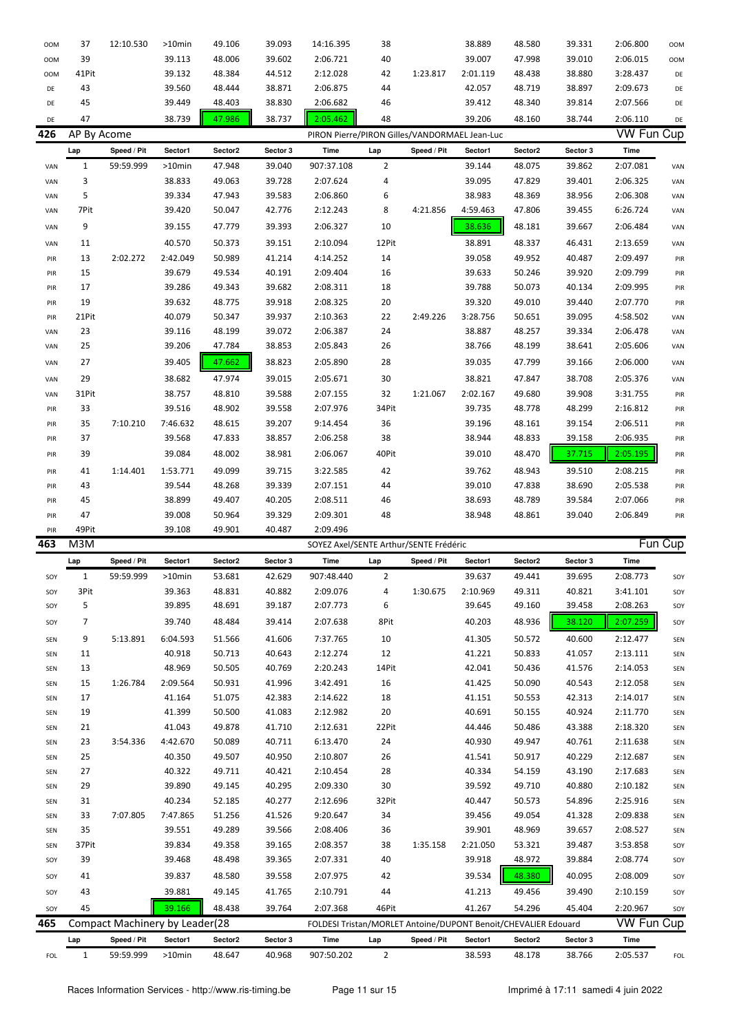| | Lap | Speed / Pit | Sector1 | Sector2 | Sector 3 | Time | Lap | Speed / Pit | Sector1 | Sector2 | Sector 3 | Time | |
|---|---|---|---|---|---|---|---|---|---|---|---|---|---|
| OOM | 37 | 12:10.530 | >10min | 49.106 | 39.093 | 14:16.395 | 38 | | 38.889 | 48.580 | 39.331 | 2:06.800 | OOM |
| OOM | 39 | | 39.113 | 48.006 | 39.602 | 2:06.721 | 40 | | 39.007 | 47.998 | 39.010 | 2:06.015 | OOM |
| OOM | 41Pit | | 39.132 | 48.384 | 44.512 | 2:12.028 | 42 | 1:23.817 | 2:01.119 | 48.438 | 38.880 | 3:28.437 | DE |
| DE | 43 | | 39.560 | 48.444 | 38.871 | 2:06.875 | 44 | | 42.057 | 48.719 | 38.897 | 2:09.673 | DE |
| DE | 45 | | 39.449 | 48.403 | 38.830 | 2:06.682 | 46 | | 39.412 | 48.340 | 39.814 | 2:07.566 | DE |
| DE | 47 | | 38.739 | 47.986 | 38.737 | 2:05.462 | 48 | | 39.206 | 48.160 | 38.744 | 2:06.110 | DE |

## 426 AP By Acome — PIRON Pierre/PIRON Gilles/VANDORMAEL Jean-Luc — VW Fun Cup

| | Lap | Speed / Pit | Sector1 | Sector2 | Sector 3 | Time | Lap | Speed / Pit | Sector1 | Sector2 | Sector 3 | Time | |
|---|---|---|---|---|---|---|---|---|---|---|---|---|---|
| VAN | 1 | 59:59.999 | >10min | 47.948 | 39.040 | 907:37.108 | 2 | | 39.144 | 48.075 | 39.862 | 2:07.081 | VAN |
| VAN | 3 | | 38.833 | 49.063 | 39.728 | 2:07.624 | 4 | | 39.095 | 47.829 | 39.401 | 2:06.325 | VAN |
| VAN | 5 | | 39.334 | 47.943 | 39.583 | 2:06.860 | 6 | | 38.983 | 48.369 | 38.956 | 2:06.308 | VAN |
| VAN | 7Pit | | 39.420 | 50.047 | 42.776 | 2:12.243 | 8 | 4:21.856 | 4:59.463 | 47.806 | 39.455 | 6:26.724 | VAN |
| VAN | 9 | | 39.155 | 47.779 | 39.393 | 2:06.327 | 10 | | 38.636 | 48.181 | 39.667 | 2:06.484 | VAN |
| VAN | 11 | | 40.570 | 50.373 | 39.151 | 2:10.094 | 12Pit | | 38.891 | 48.337 | 46.431 | 2:13.659 | VAN |
| PIR | 13 | 2:02.272 | 2:42.049 | 50.989 | 41.214 | 4:14.252 | 14 | | 39.058 | 49.952 | 40.487 | 2:09.497 | PIR |
| PIR | 15 | | 39.679 | 49.534 | 40.191 | 2:09.404 | 16 | | 39.633 | 50.246 | 39.920 | 2:09.799 | PIR |
| PIR | 17 | | 39.286 | 49.343 | 39.682 | 2:08.311 | 18 | | 39.788 | 50.073 | 40.134 | 2:09.995 | PIR |
| PIR | 19 | | 39.632 | 48.775 | 39.918 | 2:08.325 | 20 | | 39.320 | 49.010 | 39.440 | 2:07.770 | PIR |
| PIR | 21Pit | | 40.079 | 50.347 | 39.937 | 2:10.363 | 22 | 2:49.226 | 3:28.756 | 50.651 | 39.095 | 4:58.502 | VAN |
| VAN | 23 | | 39.116 | 48.199 | 39.072 | 2:06.387 | 24 | | 38.887 | 48.257 | 39.334 | 2:06.478 | VAN |
| VAN | 25 | | 39.206 | 47.784 | 38.853 | 2:05.843 | 26 | | 38.766 | 48.199 | 38.641 | 2:05.606 | VAN |
| VAN | 27 | | 39.405 | 47.662 | 38.823 | 2:05.890 | 28 | | 39.035 | 47.799 | 39.166 | 2:06.000 | VAN |
| VAN | 29 | | 38.682 | 47.974 | 39.015 | 2:05.671 | 30 | | 38.821 | 47.847 | 38.708 | 2:05.376 | VAN |
| VAN | 31Pit | | 38.757 | 48.810 | 39.588 | 2:07.155 | 32 | 1:21.067 | 2:02.167 | 49.680 | 39.908 | 3:31.755 | PIR |
| PIR | 33 | | 39.516 | 48.902 | 39.558 | 2:07.976 | 34Pit | | 39.735 | 48.778 | 48.299 | 2:16.812 | PIR |
| PIR | 35 | 7:10.210 | 7:46.632 | 48.615 | 39.207 | 9:14.454 | 36 | | 39.196 | 48.161 | 39.154 | 2:06.511 | PIR |
| PIR | 37 | | 39.568 | 47.833 | 38.857 | 2:06.258 | 38 | | 38.944 | 48.833 | 39.158 | 2:06.935 | PIR |
| PIR | 39 | | 39.084 | 48.002 | 38.981 | 2:06.067 | 40Pit | | 39.010 | 48.470 | 37.715 | 2:05.195 | PIR |
| PIR | 41 | 1:14.401 | 1:53.771 | 49.099 | 39.715 | 3:22.585 | 42 | | 39.762 | 48.943 | 39.510 | 2:08.215 | PIR |
| PIR | 43 | | 39.544 | 48.268 | 39.339 | 2:07.151 | 44 | | 39.010 | 47.838 | 38.690 | 2:05.538 | PIR |
| PIR | 45 | | 38.899 | 49.407 | 40.205 | 2:08.511 | 46 | | 38.693 | 48.789 | 39.584 | 2:07.066 | PIR |
| PIR | 47 | | 39.008 | 50.964 | 39.329 | 2:09.301 | 48 | | 38.948 | 48.861 | 39.040 | 2:06.849 | PIR |
| PIR | 49Pit | | 39.108 | 49.901 | 40.487 | 2:09.496 | | | | | | | |

## 463 M3M — SOYEZ Axel/SENTE Arthur/SENTE Frédéric — Fun Cup

| | Lap | Speed / Pit | Sector1 | Sector2 | Sector 3 | Time | Lap | Speed / Pit | Sector1 | Sector2 | Sector 3 | Time | |
|---|---|---|---|---|---|---|---|---|---|---|---|---|---|
| SOY | 1 | 59:59.999 | >10min | 53.681 | 42.629 | 907:48.440 | 2 | | 39.637 | 49.441 | 39.695 | 2:08.773 | SOY |
| SOY | 3Pit | | 39.363 | 48.831 | 40.882 | 2:09.076 | 4 | 1:30.675 | 2:10.969 | 49.311 | 40.821 | 3:41.101 | SOY |
| SOY | 5 | | 39.895 | 48.691 | 39.187 | 2:07.773 | 6 | | 39.645 | 49.160 | 39.458 | 2:08.263 | SOY |
| SOY | 7 | | 39.740 | 48.484 | 39.414 | 2:07.638 | 8Pit | | 40.203 | 48.936 | 38.120 | 2:07.259 | SOY |
| SEN | 9 | 5:13.891 | 6:04.593 | 51.566 | 41.606 | 7:37.765 | 10 | | 41.305 | 50.572 | 40.600 | 2:12.477 | SEN |
| SEN | 11 | | 40.918 | 50.713 | 40.643 | 2:12.274 | 12 | | 41.221 | 50.833 | 41.057 | 2:13.111 | SEN |
| SEN | 13 | | 48.969 | 50.505 | 40.769 | 2:20.243 | 14Pit | | 42.041 | 50.436 | 41.576 | 2:14.053 | SEN |
| SEN | 15 | 1:26.784 | 2:09.564 | 50.931 | 41.996 | 3:42.491 | 16 | | 41.425 | 50.090 | 40.543 | 2:12.058 | SEN |
| SEN | 17 | | 41.164 | 51.075 | 42.383 | 2:14.622 | 18 | | 41.151 | 50.553 | 42.313 | 2:14.017 | SEN |
| SEN | 19 | | 41.399 | 50.500 | 41.083 | 2:12.982 | 20 | | 40.691 | 50.155 | 40.924 | 2:11.770 | SEN |
| SEN | 21 | | 41.043 | 49.878 | 41.710 | 2:12.631 | 22Pit | | 44.446 | 50.486 | 43.388 | 2:18.320 | SEN |
| SEN | 23 | 3:54.336 | 4:42.670 | 50.089 | 40.711 | 6:13.470 | 24 | | 40.930 | 49.947 | 40.761 | 2:11.638 | SEN |
| SEN | 25 | | 40.350 | 49.507 | 40.950 | 2:10.807 | 26 | | 41.541 | 50.917 | 40.229 | 2:12.687 | SEN |
| SEN | 27 | | 40.322 | 49.711 | 40.421 | 2:10.454 | 28 | | 40.334 | 54.159 | 43.190 | 2:17.683 | SEN |
| SEN | 29 | | 39.890 | 49.145 | 40.295 | 2:09.330 | 30 | | 39.592 | 49.710 | 40.880 | 2:10.182 | SEN |
| SEN | 31 | | 40.234 | 52.185 | 40.277 | 2:12.696 | 32Pit | | 40.447 | 50.573 | 54.896 | 2:25.916 | SEN |
| SEN | 33 | 7:07.805 | 7:47.865 | 51.256 | 41.526 | 9:20.647 | 34 | | 39.456 | 49.054 | 41.328 | 2:09.838 | SEN |
| SEN | 35 | | 39.551 | 49.289 | 39.566 | 2:08.406 | 36 | | 39.901 | 48.969 | 39.657 | 2:08.527 | SEN |
| SEN | 37Pit | | 39.834 | 49.358 | 39.165 | 2:08.357 | 38 | 1:35.158 | 2:21.050 | 53.321 | 39.487 | 3:53.858 | SOY |
| SOY | 39 | | 39.468 | 48.498 | 39.365 | 2:07.331 | 40 | | 39.918 | 48.972 | 39.884 | 2:08.774 | SOY |
| SOY | 41 | | 39.837 | 48.580 | 39.558 | 2:07.975 | 42 | | 39.534 | 48.380 | 40.095 | 2:08.009 | SOY |
| SOY | 43 | | 39.881 | 49.145 | 41.765 | 2:10.791 | 44 | | 41.213 | 49.456 | 39.490 | 2:10.159 | SOY |
| SOY | 45 | | 39.166 | 48.438 | 39.764 | 2:07.368 | 46Pit | | 41.267 | 54.296 | 45.404 | 2:20.967 | SOY |

## 465 Compact Machinery by Leader(28 — FOLDESI Tristan/MORLET Antoine/DUPONT Benoit/CHEVALIER Edouard — VW Fun Cup

| | Lap | Speed / Pit | Sector1 | Sector2 | Sector 3 | Time | Lap | Speed / Pit | Sector1 | Sector2 | Sector 3 | Time | |
|---|---|---|---|---|---|---|---|---|---|---|---|---|---|
| FOL | 1 | 59:59.999 | >10min | 48.647 | 40.968 | 907:50.202 | 2 | | 38.593 | 48.178 | 38.766 | 2:05.537 | FOL |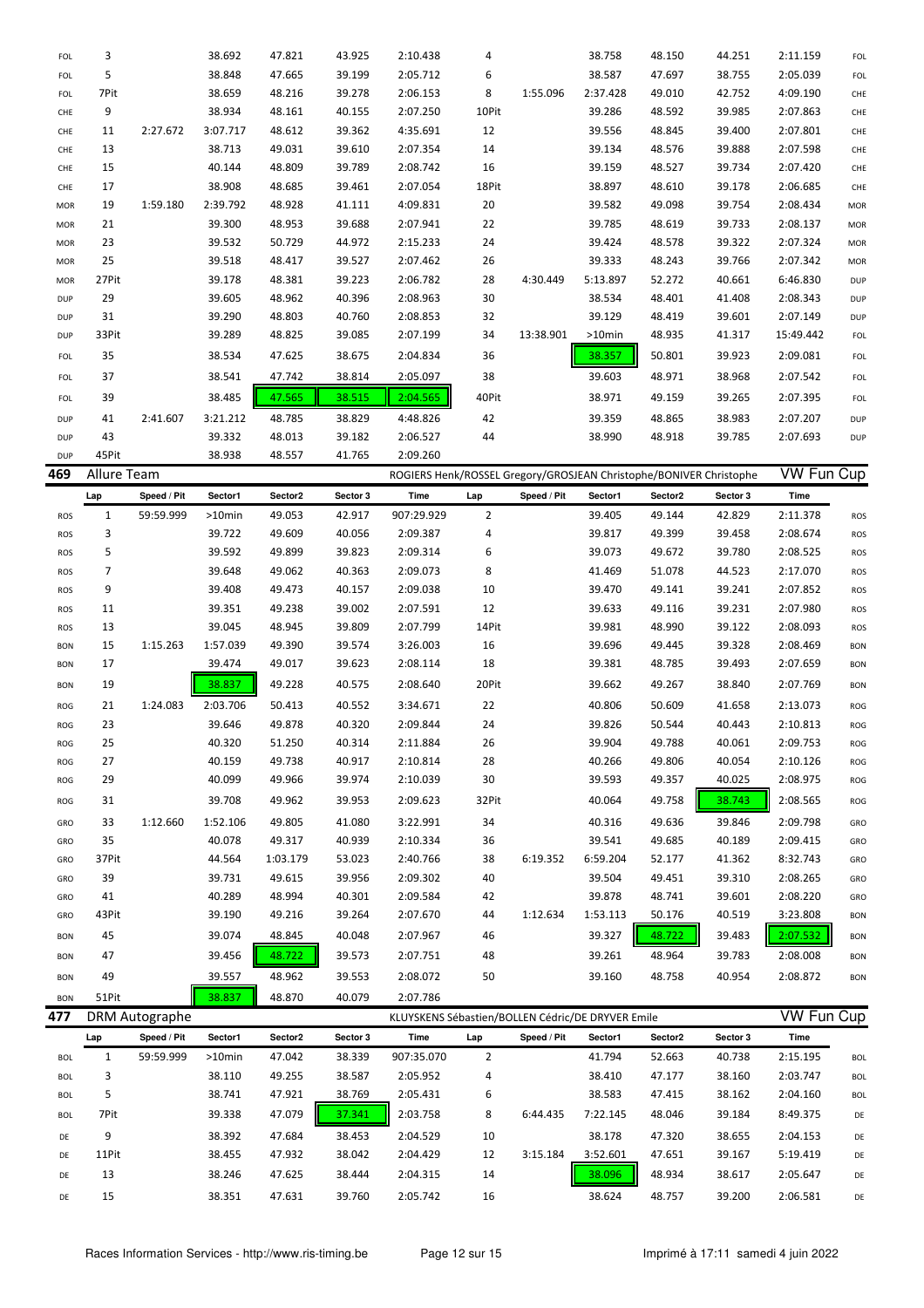| | Lap | Speed / Pit | Sector1 | Sector2 | Sector 3 | Time | Lap | Speed / Pit | Sector1 | Sector2 | Sector 3 | Time | |
|---|---|---|---|---|---|---|---|---|---|---|---|---|---|
| FOL | 3 | | 38.692 | 47.821 | 43.925 | 2:10.438 | 4 | | 38.758 | 48.150 | 44.251 | 2:11.159 | FOL |
| FOL | 5 | | 38.848 | 47.665 | 39.199 | 2:05.712 | 6 | | 38.587 | 47.697 | 38.755 | 2:05.039 | FOL |
| FOL | 7Pit | | 38.659 | 48.216 | 39.278 | 2:06.153 | 8 | 1:55.096 | 2:37.428 | 49.010 | 42.752 | 4:09.190 | CHE |
| CHE | 9 | | 38.934 | 48.161 | 40.155 | 2:07.250 | 10Pit | | 39.286 | 48.592 | 39.985 | 2:07.863 | CHE |
| CHE | 11 | 2:27.672 | 3:07.717 | 48.612 | 39.362 | 4:35.691 | 12 | | 39.556 | 48.845 | 39.400 | 2:07.801 | CHE |
| CHE | 13 | | 38.713 | 49.031 | 39.610 | 2:07.354 | 14 | | 39.134 | 48.576 | 39.888 | 2:07.598 | CHE |
| CHE | 15 | | 40.144 | 48.809 | 39.789 | 2:08.742 | 16 | | 39.159 | 48.527 | 39.734 | 2:07.420 | CHE |
| CHE | 17 | | 38.908 | 48.685 | 39.461 | 2:07.054 | 18Pit | | 38.897 | 48.610 | 39.178 | 2:06.685 | CHE |
| MOR | 19 | 1:59.180 | 2:39.792 | 48.928 | 41.111 | 4:09.831 | 20 | | 39.582 | 49.098 | 39.754 | 2:08.434 | MOR |
| MOR | 21 | | 39.300 | 48.953 | 39.688 | 2:07.941 | 22 | | 39.785 | 48.619 | 39.733 | 2:08.137 | MOR |
| MOR | 23 | | 39.532 | 50.729 | 44.972 | 2:15.233 | 24 | | 39.424 | 48.578 | 39.322 | 2:07.324 | MOR |
| MOR | 25 | | 39.518 | 48.417 | 39.527 | 2:07.462 | 26 | | 39.333 | 48.243 | 39.766 | 2:07.342 | MOR |
| MOR | 27Pit | | 39.178 | 48.381 | 39.223 | 2:06.782 | 28 | 4:30.449 | 5:13.897 | 52.272 | 40.661 | 6:46.830 | DUP |
| DUP | 29 | | 39.605 | 48.962 | 40.396 | 2:08.963 | 30 | | 38.534 | 48.401 | 41.408 | 2:08.343 | DUP |
| DUP | 31 | | 39.290 | 48.803 | 40.760 | 2:08.853 | 32 | | 39.129 | 48.419 | 39.601 | 2:07.149 | DUP |
| DUP | 33Pit | | 39.289 | 48.825 | 39.085 | 2:07.199 | 34 | 13:38.901 | >10min | 48.935 | 41.317 | 15:49.442 | FOL |
| FOL | 35 | | 38.534 | 47.625 | 38.675 | 2:04.834 | 36 | | 38.357 | 50.801 | 39.923 | 2:09.081 | FOL |
| FOL | 37 | | 38.541 | 47.742 | 38.814 | 2:05.097 | 38 | | 39.603 | 48.971 | 38.968 | 2:07.542 | FOL |
| FOL | 39 | | 38.485 | 47.565 | 38.515 | 2:04.565 | 40Pit | | 38.971 | 49.159 | 39.265 | 2:07.395 | FOL |
| DUP | 41 | 2:41.607 | 3:21.212 | 48.785 | 38.829 | 4:48.826 | 42 | | 39.359 | 48.865 | 38.983 | 2:07.207 | DUP |
| DUP | 43 | | 39.332 | 48.013 | 39.182 | 2:06.527 | 44 | | 38.990 | 48.918 | 39.785 | 2:07.693 | DUP |
| DUP | 45Pit | | 38.938 | 48.557 | 41.765 | 2:09.260 | | | | | | | |

**469** Allure Team — ROGIERS Henk/ROSSEL Gregory/GROSJEAN Christophe/BONIVER Christophe — VW Fun Cup

| | Lap | Speed / Pit | Sector1 | Sector2 | Sector 3 | Time | Lap | Speed / Pit | Sector1 | Sector2 | Sector 3 | Time | |
|---|---|---|---|---|---|---|---|---|---|---|---|---|---|
| ROS | 1 | 59:59.999 | >10min | 49.053 | 42.917 | 907:29.929 | 2 | | 39.405 | 49.144 | 42.829 | 2:11.378 | ROS |
| ROS | 3 | | 39.722 | 49.609 | 40.056 | 2:09.387 | 4 | | 39.817 | 49.399 | 39.458 | 2:08.674 | ROS |
| ROS | 5 | | 39.592 | 49.899 | 39.823 | 2:09.314 | 6 | | 39.073 | 49.672 | 39.780 | 2:08.525 | ROS |
| ROS | 7 | | 39.648 | 49.062 | 40.363 | 2:09.073 | 8 | | 41.469 | 51.078 | 44.523 | 2:17.070 | ROS |
| ROS | 9 | | 39.408 | 49.473 | 40.157 | 2:09.038 | 10 | | 39.470 | 49.141 | 39.241 | 2:07.852 | ROS |
| ROS | 11 | | 39.351 | 49.238 | 39.002 | 2:07.591 | 12 | | 39.633 | 49.116 | 39.231 | 2:07.980 | ROS |
| ROS | 13 | | 39.045 | 48.945 | 39.809 | 2:07.799 | 14Pit | | 39.981 | 48.990 | 39.122 | 2:08.093 | ROS |
| BON | 15 | 1:15.263 | 1:57.039 | 49.390 | 39.574 | 3:26.003 | 16 | | 39.696 | 49.445 | 39.328 | 2:08.469 | BON |
| BON | 17 | | 39.474 | 49.017 | 39.623 | 2:08.114 | 18 | | 39.381 | 48.785 | 39.493 | 2:07.659 | BON |
| BON | 19 | | 38.837 | 49.228 | 40.575 | 2:08.640 | 20Pit | | 39.662 | 49.267 | 38.840 | 2:07.769 | BON |
| ROG | 21 | 1:24.083 | 2:03.706 | 50.413 | 40.552 | 3:34.671 | 22 | | 40.806 | 50.609 | 41.658 | 2:13.073 | ROG |
| ROG | 23 | | 39.646 | 49.878 | 40.320 | 2:09.844 | 24 | | 39.826 | 50.544 | 40.443 | 2:10.813 | ROG |
| ROG | 25 | | 40.320 | 51.250 | 40.314 | 2:11.884 | 26 | | 39.904 | 49.788 | 40.061 | 2:09.753 | ROG |
| ROG | 27 | | 40.159 | 49.738 | 40.917 | 2:10.814 | 28 | | 40.266 | 49.806 | 40.054 | 2:10.126 | ROG |
| ROG | 29 | | 40.099 | 49.966 | 39.974 | 2:10.039 | 30 | | 39.593 | 49.357 | 40.025 | 2:08.975 | ROG |
| ROG | 31 | | 39.708 | 49.962 | 39.953 | 2:09.623 | 32Pit | | 40.064 | 49.758 | 38.743 | 2:08.565 | ROG |
| GRO | 33 | 1:12.660 | 1:52.106 | 49.805 | 41.080 | 3:22.991 | 34 | | 40.316 | 49.636 | 39.846 | 2:09.798 | GRO |
| GRO | 35 | | 40.078 | 49.317 | 40.939 | 2:10.334 | 36 | | 39.541 | 49.685 | 40.189 | 2:09.415 | GRO |
| GRO | 37Pit | | 44.564 | 1:03.179 | 53.023 | 2:40.766 | 38 | 6:19.352 | 6:59.204 | 52.177 | 41.362 | 8:32.743 | GRO |
| GRO | 39 | | 39.731 | 49.615 | 39.956 | 2:09.302 | 40 | | 39.504 | 49.451 | 39.310 | 2:08.265 | GRO |
| GRO | 41 | | 40.289 | 48.994 | 40.301 | 2:09.584 | 42 | | 39.878 | 48.741 | 39.601 | 2:08.220 | GRO |
| GRO | 43Pit | | 39.190 | 49.216 | 39.264 | 2:07.670 | 44 | 1:12.634 | 1:53.113 | 50.176 | 40.519 | 3:23.808 | BON |
| BON | 45 | | 39.074 | 48.845 | 40.048 | 2:07.967 | 46 | | 39.327 | 48.722 | 39.483 | 2:07.532 | BON |
| BON | 47 | | 39.456 | 48.722 | 39.573 | 2:07.751 | 48 | | 39.261 | 48.964 | 39.783 | 2:08.008 | BON |
| BON | 49 | | 39.557 | 48.962 | 39.553 | 2:08.072 | 50 | | 39.160 | 48.758 | 40.954 | 2:08.872 | BON |
| BON | 51Pit | | 38.837 | 48.870 | 40.079 | 2:07.786 | | | | | | | |

**477** DRM Autographe — KLUYSKENS Sébastien/BOLLEN Cédric/DE DRYVER Emile — VW Fun Cup

| | Lap | Speed / Pit | Sector1 | Sector2 | Sector 3 | Time | Lap | Speed / Pit | Sector1 | Sector2 | Sector 3 | Time | |
|---|---|---|---|---|---|---|---|---|---|---|---|---|---|
| BOL | 1 | 59:59.999 | >10min | 47.042 | 38.339 | 907:35.070 | 2 | | 41.794 | 52.663 | 40.738 | 2:15.195 | BOL |
| BOL | 3 | | 38.110 | 49.255 | 38.587 | 2:05.952 | 4 | | 38.410 | 47.177 | 38.160 | 2:03.747 | BOL |
| BOL | 5 | | 38.741 | 47.921 | 38.769 | 2:05.431 | 6 | | 38.583 | 47.415 | 38.162 | 2:04.160 | BOL |
| BOL | 7Pit | | 39.338 | 47.079 | 37.341 | 2:03.758 | 8 | 6:44.435 | 7:22.145 | 48.046 | 39.184 | 8:49.375 | DE |
| DE | 9 | | 38.392 | 47.684 | 38.453 | 2:04.529 | 10 | | 38.178 | 47.320 | 38.655 | 2:04.153 | DE |
| DE | 11Pit | | 38.455 | 47.932 | 38.042 | 2:04.429 | 12 | 3:15.184 | 3:52.601 | 47.651 | 39.167 | 5:19.419 | DE |
| DE | 13 | | 38.246 | 47.625 | 38.444 | 2:04.315 | 14 | | 38.096 | 48.934 | 38.617 | 2:05.647 | DE |
| DE | 15 | | 38.351 | 47.631 | 39.760 | 2:05.742 | 16 | | 38.624 | 48.757 | 39.200 | 2:06.581 | DE |

Races Information Services - http://www.ris-timing.be — Imprimé à 17:11 samedi 4 juin 2022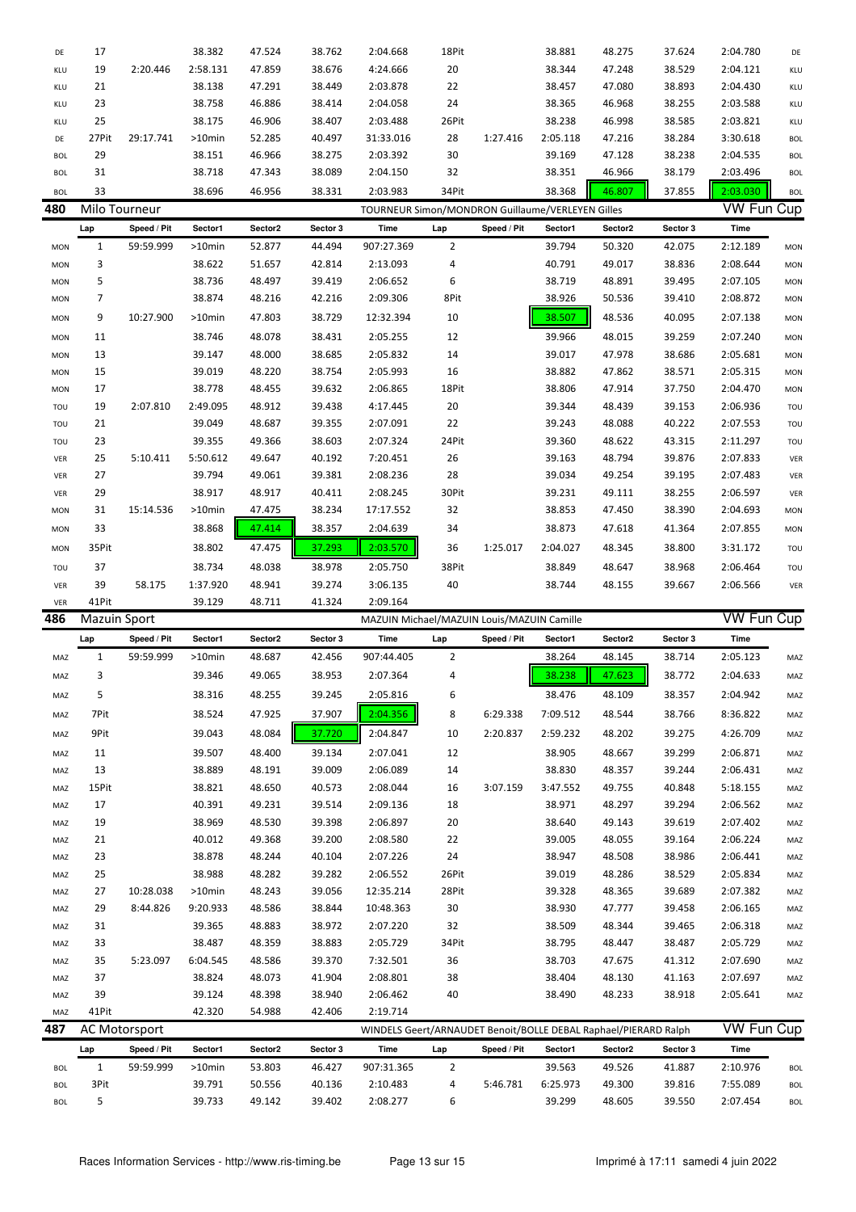| | Lap | Speed / Pit | Sector1 | Sector2 | Sector 3 | Time | Lap | Speed / Pit | Sector1 | Sector2 | Sector 3 | Time | |
|---|---|---|---|---|---|---|---|---|---|---|---|---|---|
| DE | 17 | | 38.382 | 47.524 | 38.762 | 2:04.668 | 18Pit | | 38.881 | 48.275 | 37.624 | 2:04.780 | DE |
| KLU | 19 | 2:20.446 | 2:58.131 | 47.859 | 38.676 | 4:24.666 | 20 | | 38.344 | 47.248 | 38.529 | 2:04.121 | KLU |
| KLU | 21 | | 38.138 | 47.291 | 38.449 | 2:03.878 | 22 | | 38.457 | 47.080 | 38.893 | 2:04.430 | KLU |
| KLU | 23 | | 38.758 | 46.886 | 38.414 | 2:04.058 | 24 | | 38.365 | 46.968 | 38.255 | 2:03.588 | KLU |
| KLU | 25 | | 38.175 | 46.906 | 38.407 | 2:03.488 | 26Pit | | 38.238 | 46.998 | 38.585 | 2:03.821 | KLU |
| DE | 27Pit | 29:17.741 | >10min | 52.285 | 40.497 | 31:33.016 | 28 | 1:27.416 | 2:05.118 | 47.216 | 38.284 | 3:30.618 | BOL |
| BOL | 29 | | 38.151 | 46.966 | 38.275 | 2:03.392 | 30 | | 39.169 | 47.128 | 38.238 | 2:04.535 | BOL |
| BOL | 31 | | 38.718 | 47.343 | 38.089 | 2:04.150 | 32 | | 38.351 | 46.966 | 38.179 | 2:03.496 | BOL |
| BOL | 33 | | 38.696 | 46.956 | 38.331 | 2:03.983 | 34Pit | | 38.368 | 46.807 | 37.855 | 2:03.030 | BOL |

## 480 Milo Tourneur — TOURNEUR Simon/MONDRON Guillaume/VERLEYEN Gilles — VW Fun Cup

| | Lap | Speed / Pit | Sector1 | Sector2 | Sector 3 | Time | Lap | Speed / Pit | Sector1 | Sector2 | Sector 3 | Time | |
|---|---|---|---|---|---|---|---|---|---|---|---|---|---|
| MON | 1 | 59:59.999 | >10min | 52.877 | 44.494 | 907:27.369 | 2 | | 39.794 | 50.320 | 42.075 | 2:12.189 | MON |
| MON | 3 | | 38.622 | 51.657 | 42.814 | 2:13.093 | 4 | | 40.791 | 49.017 | 38.836 | 2:08.644 | MON |
| MON | 5 | | 38.736 | 48.497 | 39.419 | 2:06.652 | 6 | | 38.719 | 48.891 | 39.495 | 2:07.105 | MON |
| MON | 7 | | 38.874 | 48.216 | 42.216 | 2:09.306 | 8Pit | | 38.926 | 50.536 | 39.410 | 2:08.872 | MON |
| MON | 9 | 10:27.900 | >10min | 47.803 | 38.729 | 12:32.394 | 10 | | 38.507 | 48.536 | 40.095 | 2:07.138 | MON |
| MON | 11 | | 38.746 | 48.078 | 38.431 | 2:05.255 | 12 | | 39.966 | 48.015 | 39.259 | 2:07.240 | MON |
| MON | 13 | | 39.147 | 48.000 | 38.685 | 2:05.832 | 14 | | 39.017 | 47.978 | 38.686 | 2:05.681 | MON |
| MON | 15 | | 39.019 | 48.220 | 38.754 | 2:05.993 | 16 | | 38.882 | 47.862 | 38.571 | 2:05.315 | MON |
| MON | 17 | | 38.778 | 48.455 | 39.632 | 2:06.865 | 18Pit | | 38.806 | 47.914 | 37.750 | 2:04.470 | MON |
| TOU | 19 | 2:07.810 | 2:49.095 | 48.912 | 39.438 | 4:17.445 | 20 | | 39.344 | 48.439 | 39.153 | 2:06.936 | TOU |
| TOU | 21 | | 39.049 | 48.687 | 39.355 | 2:07.091 | 22 | | 39.243 | 48.088 | 40.222 | 2:07.553 | TOU |
| TOU | 23 | | 39.355 | 49.366 | 38.603 | 2:07.324 | 24Pit | | 39.360 | 48.622 | 43.315 | 2:11.297 | TOU |
| VER | 25 | 5:10.411 | 5:50.612 | 49.647 | 40.192 | 7:20.451 | 26 | | 39.163 | 48.794 | 39.876 | 2:07.833 | VER |
| VER | 27 | | 39.794 | 49.061 | 39.381 | 2:08.236 | 28 | | 39.034 | 49.254 | 39.195 | 2:07.483 | VER |
| VER | 29 | | 38.917 | 48.917 | 40.411 | 2:08.245 | 30Pit | | 39.231 | 49.111 | 38.255 | 2:06.597 | VER |
| MON | 31 | 15:14.536 | >10min | 47.475 | 38.234 | 17:17.552 | 32 | | 38.853 | 47.450 | 38.390 | 2:04.693 | MON |
| MON | 33 | | 38.868 | 47.414 | 38.357 | 2:04.639 | 34 | | 38.873 | 47.618 | 41.364 | 2:07.855 | MON |
| MON | 35Pit | | 38.802 | 47.475 | 37.293 | 2:03.570 | 36 | 1:25.017 | 2:04.027 | 48.345 | 38.800 | 3:31.172 | TOU |
| TOU | 37 | | 38.734 | 48.038 | 38.978 | 2:05.750 | 38Pit | | 38.849 | 48.647 | 38.968 | 2:06.464 | TOU |
| VER | 39 | 58.175 | 1:37.920 | 48.941 | 39.274 | 3:06.135 | 40 | | 38.744 | 48.155 | 39.667 | 2:06.566 | VER |
| VER | 41Pit | | 39.129 | 48.711 | 41.324 | 2:09.164 | | | | | | | |

## 486 Mazuin Sport — MAZUIN Michael/MAZUIN Louis/MAZUIN Camille — VW Fun Cup

| | Lap | Speed / Pit | Sector1 | Sector2 | Sector 3 | Time | Lap | Speed / Pit | Sector1 | Sector2 | Sector 3 | Time | |
|---|---|---|---|---|---|---|---|---|---|---|---|---|---|
| MAZ | 1 | 59:59.999 | >10min | 48.687 | 42.456 | 907:44.405 | 2 | | 38.264 | 48.145 | 38.714 | 2:05.123 | MAZ |
| MAZ | 3 | | 39.346 | 49.065 | 38.953 | 2:07.364 | 4 | | 38.238 | 47.623 | 38.772 | 2:04.633 | MAZ |
| MAZ | 5 | | 38.316 | 48.255 | 39.245 | 2:05.816 | 6 | | 38.476 | 48.109 | 38.357 | 2:04.942 | MAZ |
| MAZ | 7Pit | | 38.524 | 47.925 | 37.907 | 2:04.356 | 8 | 6:29.338 | 7:09.512 | 48.544 | 38.766 | 8:36.822 | MAZ |
| MAZ | 9Pit | | 39.043 | 48.084 | 37.720 | 2:04.847 | 10 | 2:20.837 | 2:59.232 | 48.202 | 39.275 | 4:26.709 | MAZ |
| MAZ | 11 | | 39.507 | 48.400 | 39.134 | 2:07.041 | 12 | | 38.905 | 48.667 | 39.299 | 2:06.871 | MAZ |
| MAZ | 13 | | 38.889 | 48.191 | 39.009 | 2:06.089 | 14 | | 38.830 | 48.357 | 39.244 | 2:06.431 | MAZ |
| MAZ | 15Pit | | 38.821 | 48.650 | 40.573 | 2:08.044 | 16 | 3:07.159 | 3:47.552 | 49.755 | 40.848 | 5:18.155 | MAZ |
| MAZ | 17 | | 40.391 | 49.231 | 39.514 | 2:09.136 | 18 | | 38.971 | 48.297 | 39.294 | 2:06.562 | MAZ |
| MAZ | 19 | | 38.969 | 48.530 | 39.398 | 2:06.897 | 20 | | 38.640 | 49.143 | 39.619 | 2:07.402 | MAZ |
| MAZ | 21 | | 40.012 | 49.368 | 39.200 | 2:08.580 | 22 | | 39.005 | 48.055 | 39.164 | 2:06.224 | MAZ |
| MAZ | 23 | | 38.878 | 48.244 | 40.104 | 2:07.226 | 24 | | 38.947 | 48.508 | 38.986 | 2:06.441 | MAZ |
| MAZ | 25 | | 38.988 | 48.282 | 39.282 | 2:06.552 | 26Pit | | 39.019 | 48.286 | 38.529 | 2:05.834 | MAZ |
| MAZ | 27 | 10:28.038 | >10min | 48.243 | 39.056 | 12:35.214 | 28Pit | | 39.328 | 48.365 | 39.689 | 2:07.382 | MAZ |
| MAZ | 29 | 8:44.826 | 9:20.933 | 48.586 | 38.844 | 10:48.363 | 30 | | 38.930 | 47.777 | 39.458 | 2:06.165 | MAZ |
| MAZ | 31 | | 39.365 | 48.883 | 38.972 | 2:07.220 | 32 | | 38.509 | 48.344 | 39.465 | 2:06.318 | MAZ |
| MAZ | 33 | | 38.487 | 48.359 | 38.883 | 2:05.729 | 34Pit | | 38.795 | 48.447 | 38.487 | 2:05.729 | MAZ |
| MAZ | 35 | 5:23.097 | 6:04.545 | 48.586 | 39.370 | 7:32.501 | 36 | | 38.703 | 47.675 | 41.312 | 2:07.690 | MAZ |
| MAZ | 37 | | 38.824 | 48.073 | 41.904 | 2:08.801 | 38 | | 38.404 | 48.130 | 41.163 | 2:07.697 | MAZ |
| MAZ | 39 | | 39.124 | 48.398 | 38.940 | 2:06.462 | 40 | | 38.490 | 48.233 | 38.918 | 2:05.641 | MAZ |
| MAZ | 41Pit | | 42.320 | 54.988 | 42.406 | 2:19.714 | | | | | | | |

## 487 AC Motorsport — WINDELS Geert/ARNAUDET Benoit/BOLLE DEBAL Raphael/PIERARD Ralph — VW Fun Cup

| | Lap | Speed / Pit | Sector1 | Sector2 | Sector 3 | Time | Lap | Speed / Pit | Sector1 | Sector2 | Sector 3 | Time | |
|---|---|---|---|---|---|---|---|---|---|---|---|---|---|
| BOL | 1 | 59:59.999 | >10min | 53.803 | 46.427 | 907:31.365 | 2 | | 39.563 | 49.526 | 41.887 | 2:10.976 | BOL |
| BOL | 3Pit | | 39.791 | 50.556 | 40.136 | 2:10.483 | 4 | 5:46.781 | 6:25.973 | 49.300 | 39.816 | 7:55.089 | BOL |
| BOL | 5 | | 39.733 | 49.142 | 39.402 | 2:08.277 | 6 | | 39.299 | 48.605 | 39.550 | 2:07.454 | BOL |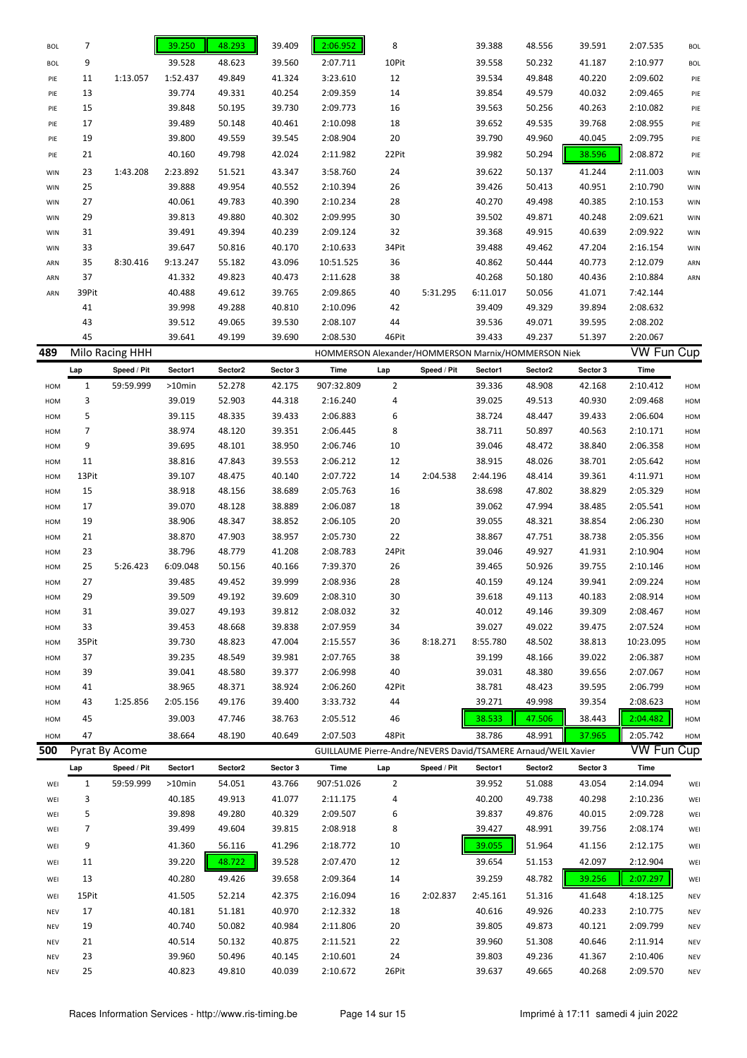| | Lap | Speed / Pit | Sector1 | Sector2 | Sector 3 | Time | Lap | Speed / Pit | Sector1 | Sector2 | Sector 3 | Time | |
|---|---|---|---|---|---|---|---|---|---|---|---|---|---|
| BOL | 7 | | 39.250 | 48.293 | 39.409 | 2:06.952 | 8 | | 39.388 | 48.556 | 39.591 | 2:07.535 | BOL |
| BOL | 9 | | 39.528 | 48.623 | 39.560 | 2:07.711 | 10Pit | | 39.558 | 50.232 | 41.187 | 2:10.977 | BOL |
| PIE | 11 | 1:13.057 | 1:52.437 | 49.849 | 41.324 | 3:23.610 | 12 | | 39.534 | 49.848 | 40.220 | 2:09.602 | PIE |
| PIE | 13 | | 39.774 | 49.331 | 40.254 | 2:09.359 | 14 | | 39.854 | 49.579 | 40.032 | 2:09.465 | PIE |
| PIE | 15 | | 39.848 | 50.195 | 39.730 | 2:09.773 | 16 | | 39.563 | 50.256 | 40.263 | 2:10.082 | PIE |
| PIE | 17 | | 39.489 | 50.148 | 40.461 | 2:10.098 | 18 | | 39.652 | 49.535 | 39.768 | 2:08.955 | PIE |
| PIE | 19 | | 39.800 | 49.559 | 39.545 | 2:08.904 | 20 | | 39.790 | 49.960 | 40.045 | 2:09.795 | PIE |
| PIE | 21 | | 40.160 | 49.798 | 42.024 | 2:11.982 | 22Pit | | 39.982 | 50.294 | 38.596 | 2:08.872 | PIE |
| WIN | 23 | 1:43.208 | 2:23.892 | 51.521 | 43.347 | 3:58.760 | 24 | | 39.622 | 50.137 | 41.244 | 2:11.003 | WIN |
| WIN | 25 | | 39.888 | 49.954 | 40.552 | 2:10.394 | 26 | | 39.426 | 50.413 | 40.951 | 2:10.790 | WIN |
| WIN | 27 | | 40.061 | 49.783 | 40.390 | 2:10.234 | 28 | | 40.270 | 49.498 | 40.385 | 2:10.153 | WIN |
| WIN | 29 | | 39.813 | 49.880 | 40.302 | 2:09.995 | 30 | | 39.502 | 49.871 | 40.248 | 2:09.621 | WIN |
| WIN | 31 | | 39.491 | 49.394 | 40.239 | 2:09.124 | 32 | | 39.368 | 49.915 | 40.639 | 2:09.922 | WIN |
| WIN | 33 | | 39.647 | 50.816 | 40.170 | 2:10.633 | 34Pit | | 39.488 | 49.462 | 47.204 | 2:16.154 | WIN |
| ARN | 35 | 8:30.416 | 9:13.247 | 55.182 | 43.096 | 10:51.525 | 36 | | 40.862 | 50.444 | 40.773 | 2:12.079 | ARN |
| ARN | 37 | | 41.332 | 49.823 | 40.473 | 2:11.628 | 38 | | 40.268 | 50.180 | 40.436 | 2:10.884 | ARN |
| ARN | 39Pit | | 40.488 | 49.612 | 39.765 | 2:09.865 | 40 | 5:31.295 | 6:11.017 | 50.056 | 41.071 | 7:42.144 | |
| | 41 | | 39.998 | 49.288 | 40.810 | 2:10.096 | 42 | | 39.409 | 49.329 | 39.894 | 2:08.632 | |
| | 43 | | 39.512 | 49.065 | 39.530 | 2:08.107 | 44 | | 39.536 | 49.071 | 39.595 | 2:08.202 | |
| | 45 | | 39.641 | 49.199 | 39.690 | 2:08.530 | 46Pit | | 39.433 | 49.237 | 51.397 | 2:20.067 | |

## 489 Milo Racing HHH — HOMMERSON Alexander/HOMMERSON Marnix/HOMMERSON Niek — VW Fun Cup

| | Lap | Speed / Pit | Sector1 | Sector2 | Sector 3 | Time | Lap | Speed / Pit | Sector1 | Sector2 | Sector 3 | Time | |
|---|---|---|---|---|---|---|---|---|---|---|---|---|---|
| HOM | 1 | 59:59.999 | >10min | 52.278 | 42.175 | 907:32.809 | 2 | | 39.336 | 48.908 | 42.168 | 2:10.412 | HOM |
| HOM | 3 | | 39.019 | 52.903 | 44.318 | 2:16.240 | 4 | | 39.025 | 49.513 | 40.930 | 2:09.468 | HOM |
| HOM | 5 | | 39.115 | 48.335 | 39.433 | 2:06.883 | 6 | | 38.724 | 48.447 | 39.433 | 2:06.604 | HOM |
| HOM | 7 | | 38.974 | 48.120 | 39.351 | 2:06.445 | 8 | | 38.711 | 50.897 | 40.563 | 2:10.171 | HOM |
| HOM | 9 | | 39.695 | 48.101 | 38.950 | 2:06.746 | 10 | | 39.046 | 48.472 | 38.840 | 2:06.358 | HOM |
| HOM | 11 | | 38.816 | 47.843 | 39.553 | 2:06.212 | 12 | | 38.915 | 48.026 | 38.701 | 2:05.642 | HOM |
| HOM | 13Pit | | 39.107 | 48.475 | 40.140 | 2:07.722 | 14 | 2:04.538 | 2:44.196 | 48.414 | 39.361 | 4:11.971 | HOM |
| HOM | 15 | | 38.918 | 48.156 | 38.689 | 2:05.763 | 16 | | 38.698 | 47.802 | 38.829 | 2:05.329 | HOM |
| HOM | 17 | | 39.070 | 48.128 | 38.889 | 2:06.087 | 18 | | 39.062 | 47.994 | 38.485 | 2:05.541 | HOM |
| HOM | 19 | | 38.906 | 48.347 | 38.852 | 2:06.105 | 20 | | 39.055 | 48.321 | 38.854 | 2:06.230 | HOM |
| HOM | 21 | | 38.870 | 47.903 | 38.957 | 2:05.730 | 22 | | 38.867 | 47.751 | 38.738 | 2:05.356 | HOM |
| HOM | 23 | | 38.796 | 48.779 | 41.208 | 2:08.783 | 24Pit | | 39.046 | 49.927 | 41.931 | 2:10.904 | HOM |
| HOM | 25 | 5:26.423 | 6:09.048 | 50.156 | 40.166 | 7:39.370 | 26 | | 39.465 | 50.926 | 39.755 | 2:10.146 | HOM |
| HOM | 27 | | 39.485 | 49.452 | 39.999 | 2:08.936 | 28 | | 40.159 | 49.124 | 39.941 | 2:09.224 | HOM |
| HOM | 29 | | 39.509 | 49.192 | 39.609 | 2:08.310 | 30 | | 39.618 | 49.113 | 40.183 | 2:08.914 | HOM |
| HOM | 31 | | 39.027 | 49.193 | 39.812 | 2:08.032 | 32 | | 40.012 | 49.146 | 39.309 | 2:08.467 | HOM |
| HOM | 33 | | 39.453 | 48.668 | 39.838 | 2:07.959 | 34 | | 39.027 | 49.022 | 39.475 | 2:07.524 | HOM |
| HOM | 35Pit | | 39.730 | 48.823 | 47.004 | 2:15.557 | 36 | 8:18.271 | 8:55.780 | 48.502 | 38.813 | 10:23.095 | HOM |
| HOM | 37 | | 39.235 | 48.549 | 39.981 | 2:07.765 | 38 | | 39.199 | 48.166 | 39.022 | 2:06.387 | HOM |
| HOM | 39 | | 39.041 | 48.580 | 39.377 | 2:06.998 | 40 | | 39.031 | 48.380 | 39.656 | 2:07.067 | HOM |
| HOM | 41 | | 38.965 | 48.371 | 38.924 | 2:06.260 | 42Pit | | 38.781 | 48.423 | 39.595 | 2:06.799 | HOM |
| HOM | 43 | 1:25.856 | 2:05.156 | 49.176 | 39.400 | 3:33.732 | 44 | | 39.271 | 49.998 | 39.354 | 2:08.623 | HOM |
| HOM | 45 | | 39.003 | 47.746 | 38.763 | 2:05.512 | 46 | | 38.533 | 47.506 | 38.443 | 2:04.482 | HOM |
| HOM | 47 | | 38.664 | 48.190 | 40.649 | 2:07.503 | 48Pit | | 38.786 | 48.991 | 37.965 | 2:05.742 | HOM |

## 500 Pyrat By Acome — GUILLAUME Pierre-Andre/NEVERS David/TSAMERE Arnaud/WEIL Xavier — VW Fun Cup

| | Lap | Speed / Pit | Sector1 | Sector2 | Sector 3 | Time | Lap | Speed / Pit | Sector1 | Sector2 | Sector 3 | Time | |
|---|---|---|---|---|---|---|---|---|---|---|---|---|---|
| WEI | 1 | 59:59.999 | >10min | 54.051 | 43.766 | 907:51.026 | 2 | | 39.952 | 51.088 | 43.054 | 2:14.094 | WEI |
| WEI | 3 | | 40.185 | 49.913 | 41.077 | 2:11.175 | 4 | | 40.200 | 49.738 | 40.298 | 2:10.236 | WEI |
| WEI | 5 | | 39.898 | 49.280 | 40.329 | 2:09.507 | 6 | | 39.837 | 49.876 | 40.015 | 2:09.728 | WEI |
| WEI | 7 | | 39.499 | 49.604 | 39.815 | 2:08.918 | 8 | | 39.427 | 48.991 | 39.756 | 2:08.174 | WEI |
| WEI | 9 | | 41.360 | 56.116 | 41.296 | 2:18.772 | 10 | | 39.055 | 51.964 | 41.156 | 2:12.175 | WEI |
| WEI | 11 | | 39.220 | 48.722 | 39.528 | 2:07.470 | 12 | | 39.654 | 51.153 | 42.097 | 2:12.904 | WEI |
| WEI | 13 | | 40.280 | 49.426 | 39.658 | 2:09.364 | 14 | | 39.259 | 48.782 | 39.256 | 2:07.297 | WEI |
| WEI | 15Pit | | 41.505 | 52.214 | 42.375 | 2:16.094 | 16 | 2:02.837 | 2:45.161 | 51.316 | 41.648 | 4:18.125 | NEV |
| NEV | 17 | | 40.181 | 51.181 | 40.970 | 2:12.332 | 18 | | 40.616 | 49.926 | 40.233 | 2:10.775 | NEV |
| NEV | 19 | | 40.740 | 50.082 | 40.984 | 2:11.806 | 20 | | 39.805 | 49.873 | 40.121 | 2:09.799 | NEV |
| NEV | 21 | | 40.514 | 50.132 | 40.875 | 2:11.521 | 22 | | 39.960 | 51.308 | 40.646 | 2:11.914 | NEV |
| NEV | 23 | | 39.960 | 50.496 | 40.145 | 2:10.601 | 24 | | 39.803 | 49.236 | 41.367 | 2:10.406 | NEV |
| NEV | 25 | | 40.823 | 49.810 | 40.039 | 2:10.672 | 26Pit | | 39.637 | 49.665 | 40.268 | 2:09.570 | NEV |

Races Information Services - http://www.ris-timing.be — Imprimé à 17:11 samedi 4 juin 2022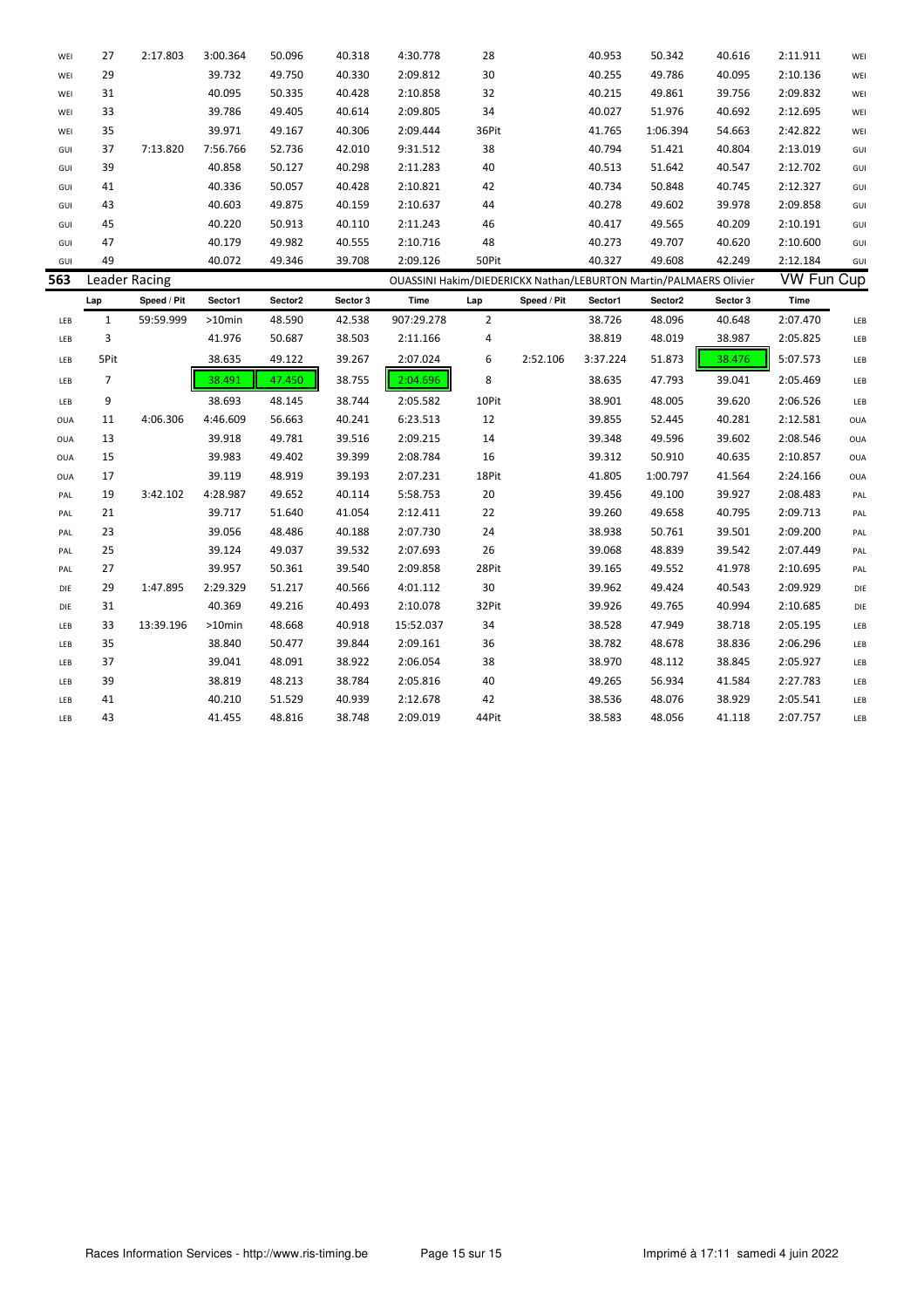| | | | | | | | | | | | | | |
|---|---|---|---|---|---|---|---|---|---|---|---|---|---|
| WEI | 27 | 2:17.803 | 3:00.364 | 50.096 | 40.318 | 4:30.778 | 28 | | 40.953 | 50.342 | 40.616 | 2:11.911 | WEI |
| WEI | 29 | | 39.732 | 49.750 | 40.330 | 2:09.812 | 30 | | 40.255 | 49.786 | 40.095 | 2:10.136 | WEI |
| WEI | 31 | | 40.095 | 50.335 | 40.428 | 2:10.858 | 32 | | 40.215 | 49.861 | 39.756 | 2:09.832 | WEI |
| WEI | 33 | | 39.786 | 49.405 | 40.614 | 2:09.805 | 34 | | 40.027 | 51.976 | 40.692 | 2:12.695 | WEI |
| WEI | 35 | | 39.971 | 49.167 | 40.306 | 2:09.444 | 36Pit | | 41.765 | 1:06.394 | 54.663 | 2:42.822 | WEI |
| GUI | 37 | 7:13.820 | 7:56.766 | 52.736 | 42.010 | 9:31.512 | 38 | | 40.794 | 51.421 | 40.804 | 2:13.019 | GUI |
| GUI | 39 | | 40.858 | 50.127 | 40.298 | 2:11.283 | 40 | | 40.513 | 51.642 | 40.547 | 2:12.702 | GUI |
| GUI | 41 | | 40.336 | 50.057 | 40.428 | 2:10.821 | 42 | | 40.734 | 50.848 | 40.745 | 2:12.327 | GUI |
| GUI | 43 | | 40.603 | 49.875 | 40.159 | 2:10.637 | 44 | | 40.278 | 49.602 | 39.978 | 2:09.858 | GUI |
| GUI | 45 | | 40.220 | 50.913 | 40.110 | 2:11.243 | 46 | | 40.417 | 49.565 | 40.209 | 2:10.191 | GUI |
| GUI | 47 | | 40.179 | 49.982 | 40.555 | 2:10.716 | 48 | | 40.273 | 49.707 | 40.620 | 2:10.600 | GUI |
| GUI | 49 | | 40.072 | 49.346 | 39.708 | 2:09.126 | 50Pit | | 40.327 | 49.608 | 42.249 | 2:12.184 | GUI |

**563** Leader Racing — OUASSINI Hakim/DIEDERICKX Nathan/LEBURTON Martin/PALMAERS Olivier — VW Fun Cup

| | Lap | Speed / Pit | Sector1 | Sector2 | Sector 3 | Time | Lap | Speed / Pit | Sector1 | Sector2 | Sector 3 | Time | |
|---|---|---|---|---|---|---|---|---|---|---|---|---|---|
| LEB | 1 | 59:59.999 | >10min | 48.590 | 42.538 | 907:29.278 | 2 | | 38.726 | 48.096 | 40.648 | 2:07.470 | LEB |
| LEB | 3 | | 41.976 | 50.687 | 38.503 | 2:11.166 | 4 | | 38.819 | 48.019 | 38.987 | 2:05.825 | LEB |
| LEB | 5Pit | | 38.635 | 49.122 | 39.267 | 2:07.024 | 6 | 2:52.106 | 3:37.224 | 51.873 | 38.476 | 5:07.573 | LEB |
| LEB | 7 | | 38.491 | 47.450 | 38.755 | 2:04.696 | 8 | | 38.635 | 47.793 | 39.041 | 2:05.469 | LEB |
| LEB | 9 | | 38.693 | 48.145 | 38.744 | 2:05.582 | 10Pit | | 38.901 | 48.005 | 39.620 | 2:06.526 | LEB |
| OUA | 11 | 4:06.306 | 4:46.609 | 56.663 | 40.241 | 6:23.513 | 12 | | 39.855 | 52.445 | 40.281 | 2:12.581 | OUA |
| OUA | 13 | | 39.918 | 49.781 | 39.516 | 2:09.215 | 14 | | 39.348 | 49.596 | 39.602 | 2:08.546 | OUA |
| OUA | 15 | | 39.983 | 49.402 | 39.399 | 2:08.784 | 16 | | 39.312 | 50.910 | 40.635 | 2:10.857 | OUA |
| OUA | 17 | | 39.119 | 48.919 | 39.193 | 2:07.231 | 18Pit | | 41.805 | 1:00.797 | 41.564 | 2:24.166 | OUA |
| PAL | 19 | 3:42.102 | 4:28.987 | 49.652 | 40.114 | 5:58.753 | 20 | | 39.456 | 49.100 | 39.927 | 2:08.483 | PAL |
| PAL | 21 | | 39.717 | 51.640 | 41.054 | 2:12.411 | 22 | | 39.260 | 49.658 | 40.795 | 2:09.713 | PAL |
| PAL | 23 | | 39.056 | 48.486 | 40.188 | 2:07.730 | 24 | | 38.938 | 50.761 | 39.501 | 2:09.200 | PAL |
| PAL | 25 | | 39.124 | 49.037 | 39.532 | 2:07.693 | 26 | | 39.068 | 48.839 | 39.542 | 2:07.449 | PAL |
| PAL | 27 | | 39.957 | 50.361 | 39.540 | 2:09.858 | 28Pit | | 39.165 | 49.552 | 41.978 | 2:10.695 | PAL |
| DIE | 29 | 1:47.895 | 2:29.329 | 51.217 | 40.566 | 4:01.112 | 30 | | 39.962 | 49.424 | 40.543 | 2:09.929 | DIE |
| DIE | 31 | | 40.369 | 49.216 | 40.493 | 2:10.078 | 32Pit | | 39.926 | 49.765 | 40.994 | 2:10.685 | DIE |
| LEB | 33 | 13:39.196 | >10min | 48.668 | 40.918 | 15:52.037 | 34 | | 38.528 | 47.949 | 38.718 | 2:05.195 | LEB |
| LEB | 35 | | 38.840 | 50.477 | 39.844 | 2:09.161 | 36 | | 38.782 | 48.678 | 38.836 | 2:06.296 | LEB |
| LEB | 37 | | 39.041 | 48.091 | 38.922 | 2:06.054 | 38 | | 38.970 | 48.112 | 38.845 | 2:05.927 | LEB |
| LEB | 39 | | 38.819 | 48.213 | 38.784 | 2:05.816 | 40 | | 49.265 | 56.934 | 41.584 | 2:27.783 | LEB |
| LEB | 41 | | 40.210 | 51.529 | 40.939 | 2:12.678 | 42 | | 38.536 | 48.076 | 38.929 | 2:05.541 | LEB |
| LEB | 43 | | 41.455 | 48.816 | 38.748 | 2:09.019 | 44Pit | | 38.583 | 48.056 | 41.118 | 2:07.757 | LEB |

Races Information Services - http://www.ris-timing.be Imprimé à 17:11 samedi 4 juin 2022